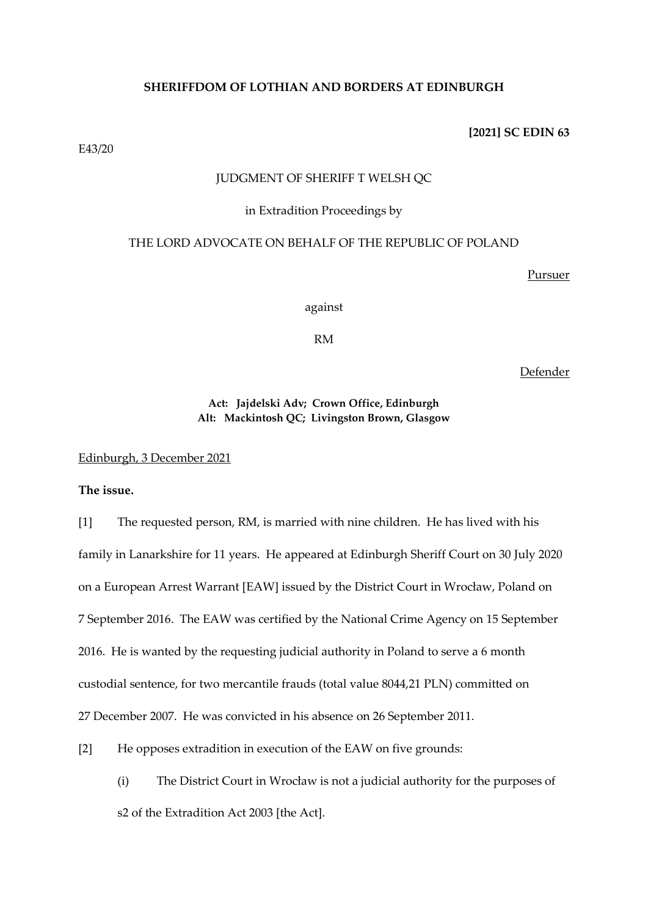**SHERIFFDOM OF LOTHIAN AND BORDERS AT EDINBURGH**

**[2021] SC EDIN 63**

E43/20

JUDGMENT OF SHERIFF T WELSH QC

in Extradition Proceedings by

THE LORD ADVOCATE ON BEHALF OF THE REPUBLIC OF POLAND

Pursuer

against

RM

Defender

**Act: Jajdelski Adv; Crown Office, Edinburgh**
**Alt: Mackintosh QC; Livingston Brown, Glasgow**

Edinburgh, 3 December 2021

**The issue.**

[1] The requested person, RM, is married with nine children. He has lived with his family in Lanarkshire for 11 years. He appeared at Edinburgh Sheriff Court on 30 July 2020 on a European Arrest Warrant [EAW] issued by the District Court in Wrocław, Poland on 7 September 2016. The EAW was certified by the National Crime Agency on 15 September 2016. He is wanted by the requesting judicial authority in Poland to serve a 6 month custodial sentence, for two mercantile frauds (total value 8044,21 PLN) committed on 27 December 2007. He was convicted in his absence on 26 September 2011.

[2] He opposes extradition in execution of the EAW on five grounds:

(i) The District Court in Wrocław is not a judicial authority for the purposes of s2 of the Extradition Act 2003 [the Act].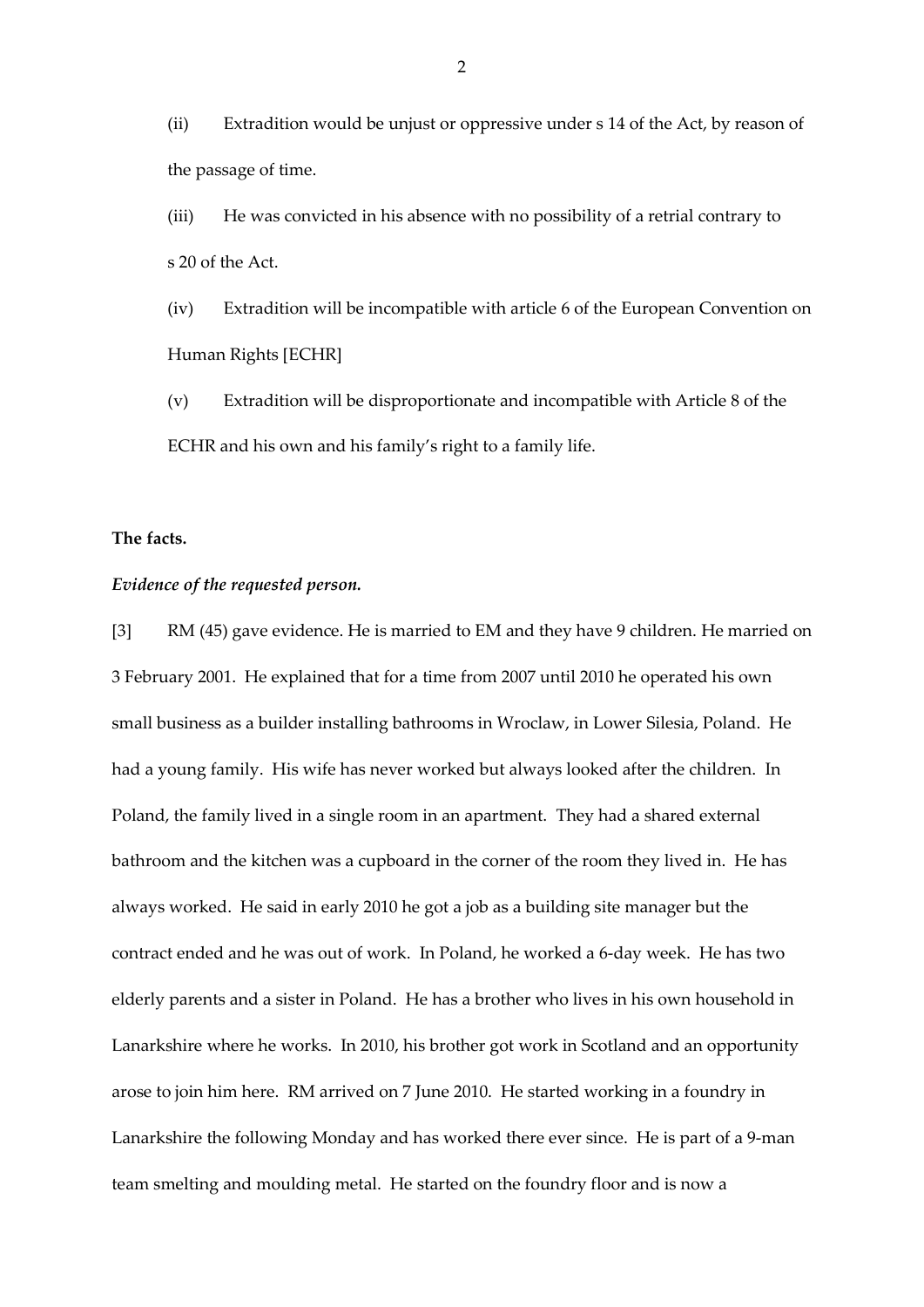(ii) Extradition would be unjust or oppressive under s 14 of the Act, by reason of the passage of time.

(iii) He was convicted in his absence with no possibility of a retrial contrary to s 20 of the Act.

(iv) Extradition will be incompatible with article 6 of the European Convention on Human Rights [ECHR]

(v) Extradition will be disproportionate and incompatible with Article 8 of the ECHR and his own and his family's right to a family life.

**The facts.**

***Evidence of the requested person.***

[3] RM (45) gave evidence. He is married to EM and they have 9 children. He married on 3 February 2001. He explained that for a time from 2007 until 2010 he operated his own small business as a builder installing bathrooms in Wroclaw, in Lower Silesia, Poland. He had a young family. His wife has never worked but always looked after the children. In Poland, the family lived in a single room in an apartment. They had a shared external bathroom and the kitchen was a cupboard in the corner of the room they lived in. He has always worked. He said in early 2010 he got a job as a building site manager but the contract ended and he was out of work. In Poland, he worked a 6-day week. He has two elderly parents and a sister in Poland. He has a brother who lives in his own household in Lanarkshire where he works. In 2010, his brother got work in Scotland and an opportunity arose to join him here. RM arrived on 7 June 2010. He started working in a foundry in Lanarkshire the following Monday and has worked there ever since. He is part of a 9-man team smelting and moulding metal. He started on the foundry floor and is now a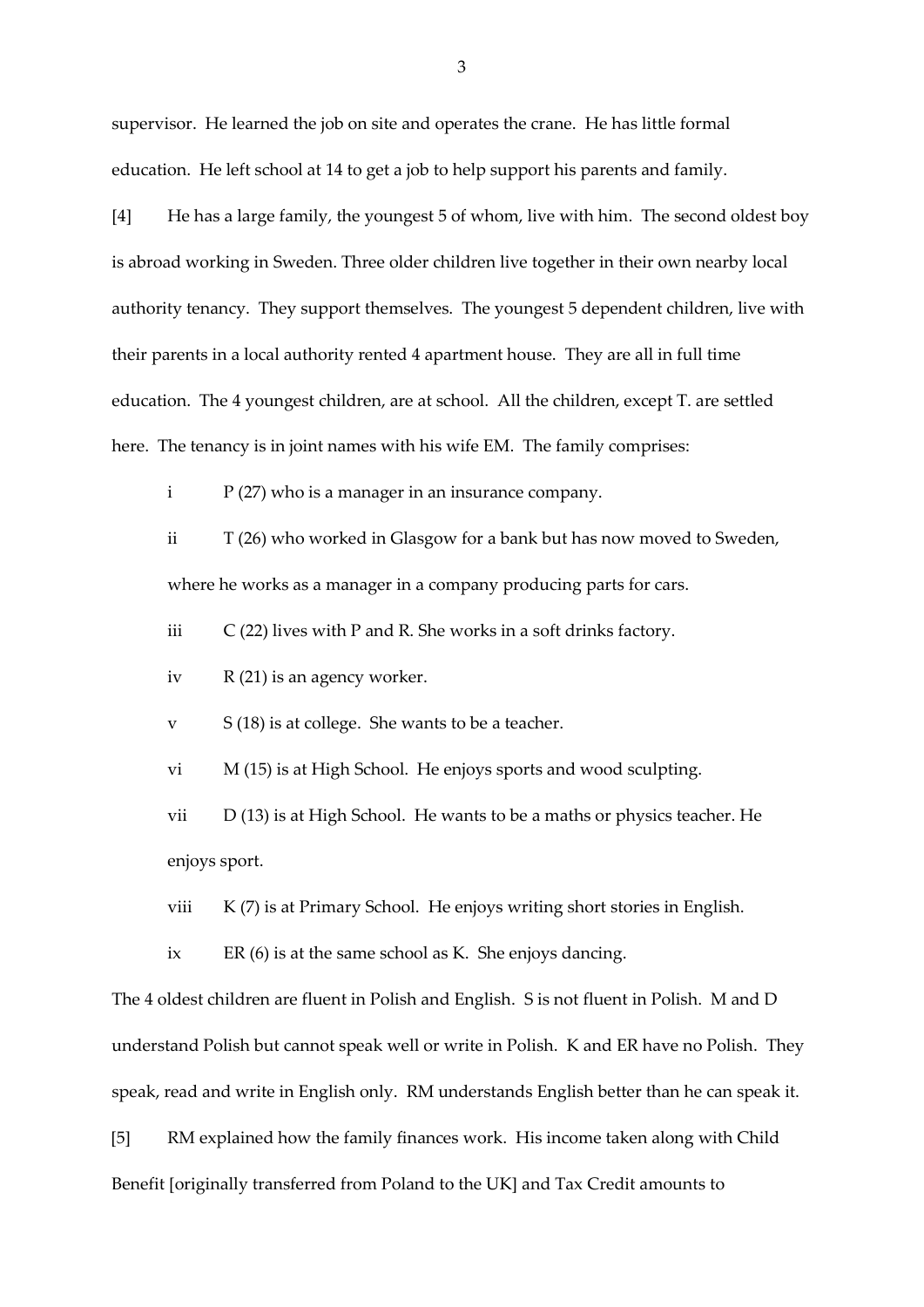supervisor. He learned the job on site and operates the crane. He has little formal education. He left school at 14 to get a job to help support his parents and family.

[4] He has a large family, the youngest 5 of whom, live with him. The second oldest boy is abroad working in Sweden. Three older children live together in their own nearby local authority tenancy. They support themselves. The youngest 5 dependent children, live with their parents in a local authority rented 4 apartment house. They are all in full time education. The 4 youngest children, are at school. All the children, except T. are settled here. The tenancy is in joint names with his wife EM. The family comprises:

i P (27) who is a manager in an insurance company.

ii T (26) who worked in Glasgow for a bank but has now moved to Sweden, where he works as a manager in a company producing parts for cars.

iii C (22) lives with P and R. She works in a soft drinks factory.

iv R (21) is an agency worker.

v S (18) is at college. She wants to be a teacher.

vi M (15) is at High School. He enjoys sports and wood sculpting.

vii D (13) is at High School. He wants to be a maths or physics teacher. He enjoys sport.

viii K (7) is at Primary School. He enjoys writing short stories in English.

ix ER (6) is at the same school as K. She enjoys dancing.

The 4 oldest children are fluent in Polish and English. S is not fluent in Polish. M and D understand Polish but cannot speak well or write in Polish. K and ER have no Polish. They speak, read and write in English only. RM understands English better than he can speak it.

[5] RM explained how the family finances work. His income taken along with Child Benefit [originally transferred from Poland to the UK] and Tax Credit amounts to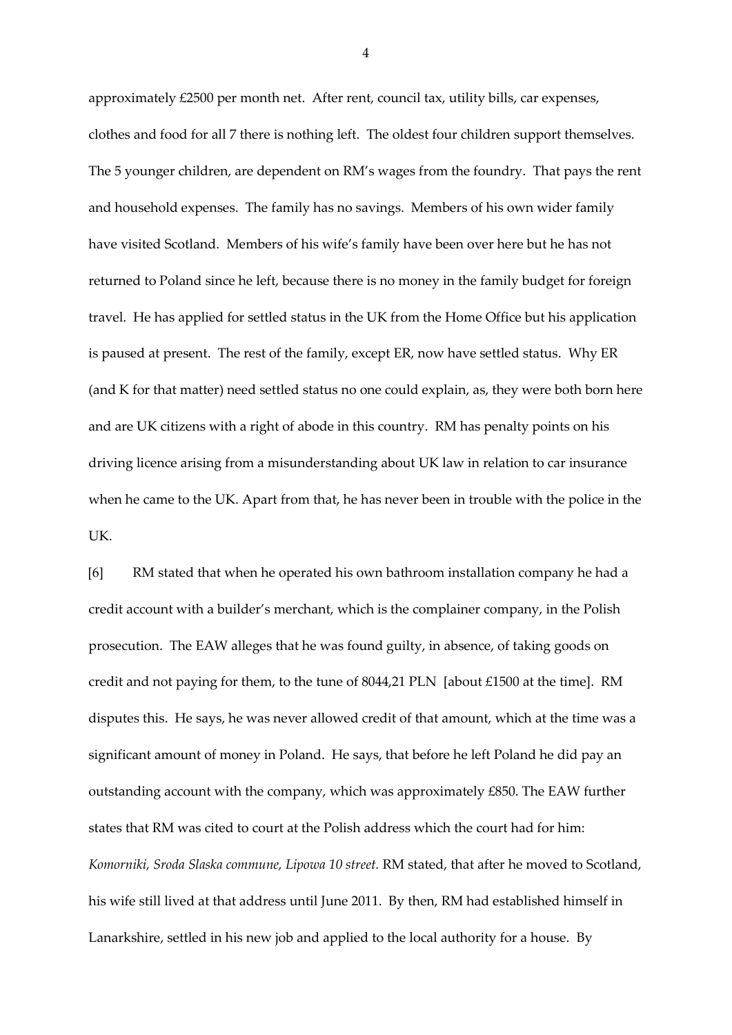approximately £2500 per month net. After rent, council tax, utility bills, car expenses, clothes and food for all 7 there is nothing left. The oldest four children support themselves. The 5 younger children, are dependent on RM's wages from the foundry. That pays the rent and household expenses. The family has no savings. Members of his own wider family have visited Scotland. Members of his wife's family have been over here but he has not returned to Poland since he left, because there is no money in the family budget for foreign travel. He has applied for settled status in the UK from the Home Office but his application is paused at present. The rest of the family, except ER, now have settled status. Why ER (and K for that matter) need settled status no one could explain, as, they were both born here and are UK citizens with a right of abode in this country. RM has penalty points on his driving licence arising from a misunderstanding about UK law in relation to car insurance when he came to the UK. Apart from that, he has never been in trouble with the police in the UK.

[6] RM stated that when he operated his own bathroom installation company he had a credit account with a builder's merchant, which is the complainer company, in the Polish prosecution. The EAW alleges that he was found guilty, in absence, of taking goods on credit and not paying for them, to the tune of 8044,21 PLN [about £1500 at the time]. RM disputes this. He says, he was never allowed credit of that amount, which at the time was a significant amount of money in Poland. He says, that before he left Poland he did pay an outstanding account with the company, which was approximately £850. The EAW further states that RM was cited to court at the Polish address which the court had for him: *Komorniki, Sroda Slaska commune, Lipowa 10 street.* RM stated, that after he moved to Scotland, his wife still lived at that address until June 2011. By then, RM had established himself in Lanarkshire, settled in his new job and applied to the local authority for a house. By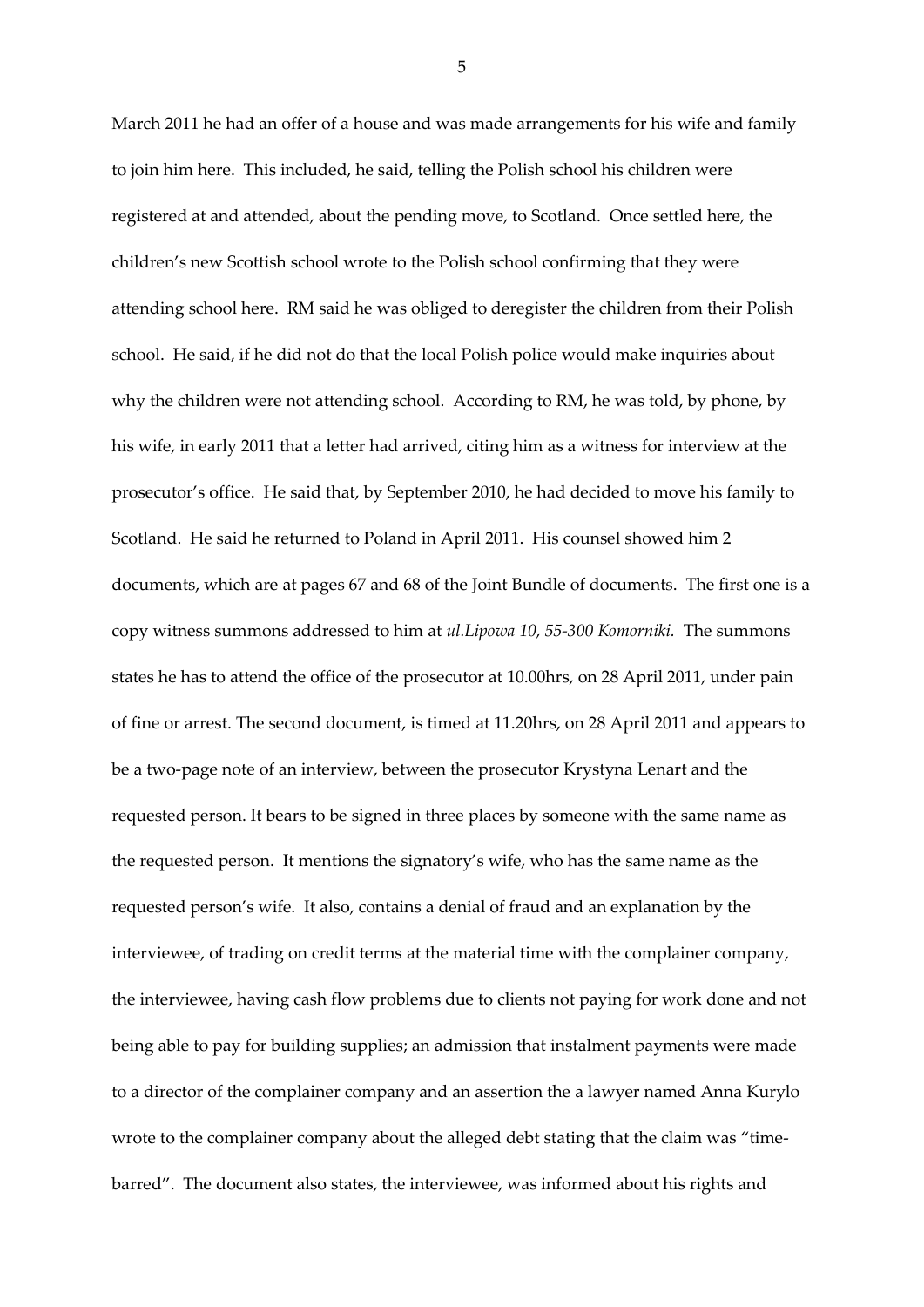March 2011 he had an offer of a house and was made arrangements for his wife and family to join him here. This included, he said, telling the Polish school his children were registered at and attended, about the pending move, to Scotland. Once settled here, the children's new Scottish school wrote to the Polish school confirming that they were attending school here. RM said he was obliged to deregister the children from their Polish school. He said, if he did not do that the local Polish police would make inquiries about why the children were not attending school. According to RM, he was told, by phone, by his wife, in early 2011 that a letter had arrived, citing him as a witness for interview at the prosecutor's office. He said that, by September 2010, he had decided to move his family to Scotland. He said he returned to Poland in April 2011. His counsel showed him 2 documents, which are at pages 67 and 68 of the Joint Bundle of documents. The first one is a copy witness summons addressed to him at *ul.Lipowa 10, 55-300 Komorniki.* The summons states he has to attend the office of the prosecutor at 10.00hrs, on 28 April 2011, under pain of fine or arrest. The second document, is timed at 11.20hrs, on 28 April 2011 and appears to be a two-page note of an interview, between the prosecutor Krystyna Lenart and the requested person. It bears to be signed in three places by someone with the same name as the requested person. It mentions the signatory's wife, who has the same name as the requested person's wife. It also, contains a denial of fraud and an explanation by the interviewee, of trading on credit terms at the material time with the complainer company, the interviewee, having cash flow problems due to clients not paying for work done and not being able to pay for building supplies; an admission that instalment payments were made to a director of the complainer company and an assertion the a lawyer named Anna Kurylo wrote to the complainer company about the alleged debt stating that the claim was "time-barred". The document also states, the interviewee, was informed about his rights and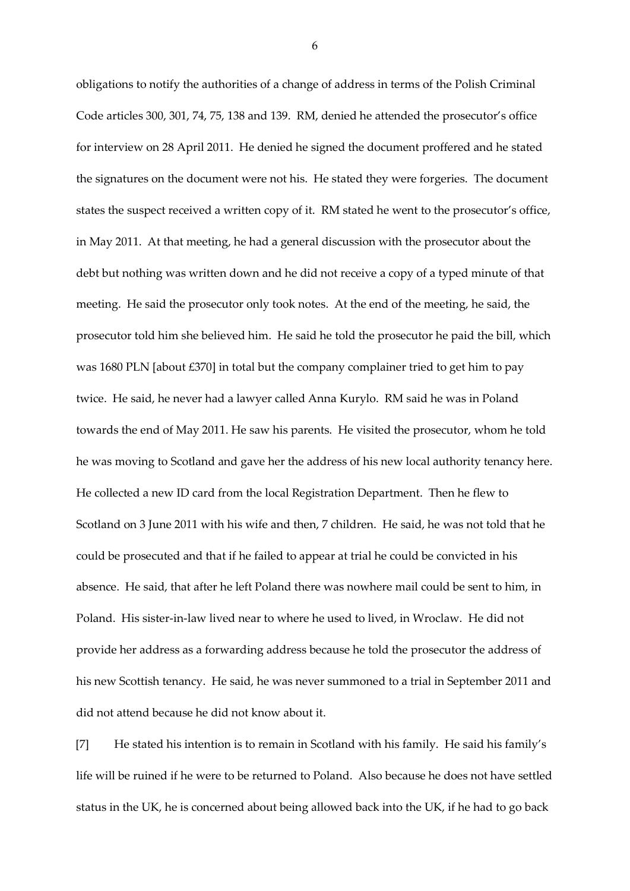obligations to notify the authorities of a change of address in terms of the Polish Criminal Code articles 300, 301, 74, 75, 138 and 139. RM, denied he attended the prosecutor's office for interview on 28 April 2011. He denied he signed the document proffered and he stated the signatures on the document were not his. He stated they were forgeries. The document states the suspect received a written copy of it. RM stated he went to the prosecutor's office, in May 2011. At that meeting, he had a general discussion with the prosecutor about the debt but nothing was written down and he did not receive a copy of a typed minute of that meeting. He said the prosecutor only took notes. At the end of the meeting, he said, the prosecutor told him she believed him. He said he told the prosecutor he paid the bill, which was 1680 PLN [about £370] in total but the company complainer tried to get him to pay twice. He said, he never had a lawyer called Anna Kurylo. RM said he was in Poland towards the end of May 2011. He saw his parents. He visited the prosecutor, whom he told he was moving to Scotland and gave her the address of his new local authority tenancy here. He collected a new ID card from the local Registration Department. Then he flew to Scotland on 3 June 2011 with his wife and then, 7 children. He said, he was not told that he could be prosecuted and that if he failed to appear at trial he could be convicted in his absence. He said, that after he left Poland there was nowhere mail could be sent to him, in Poland. His sister-in-law lived near to where he used to lived, in Wroclaw. He did not provide her address as a forwarding address because he told the prosecutor the address of his new Scottish tenancy. He said, he was never summoned to a trial in September 2011 and did not attend because he did not know about it.

[7] He stated his intention is to remain in Scotland with his family. He said his family's life will be ruined if he were to be returned to Poland. Also because he does not have settled status in the UK, he is concerned about being allowed back into the UK, if he had to go back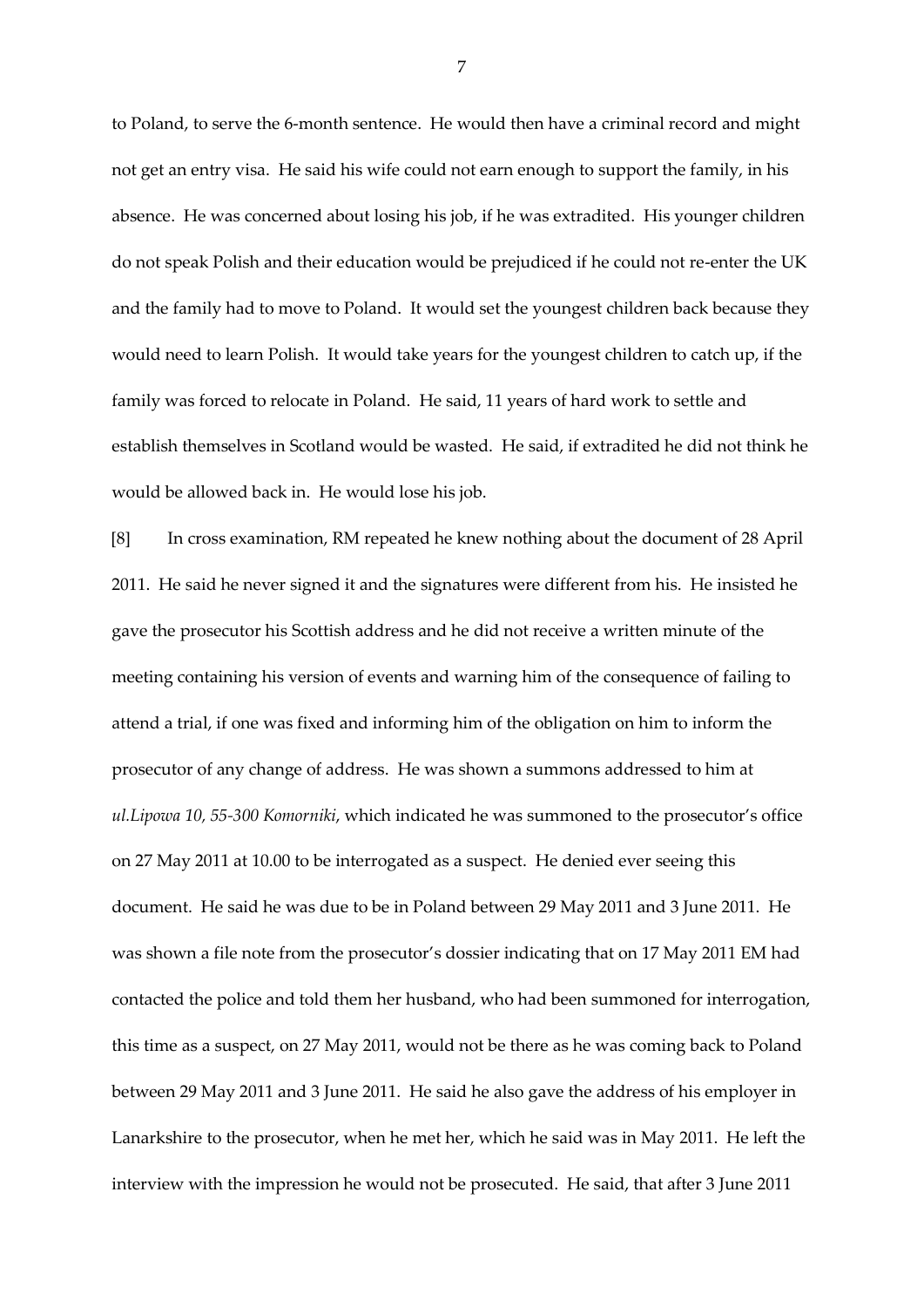to Poland, to serve the 6-month sentence. He would then have a criminal record and might not get an entry visa. He said his wife could not earn enough to support the family, in his absence. He was concerned about losing his job, if he was extradited. His younger children do not speak Polish and their education would be prejudiced if he could not re-enter the UK and the family had to move to Poland. It would set the youngest children back because they would need to learn Polish. It would take years for the youngest children to catch up, if the family was forced to relocate in Poland. He said, 11 years of hard work to settle and establish themselves in Scotland would be wasted. He said, if extradited he did not think he would be allowed back in. He would lose his job.

[8] In cross examination, RM repeated he knew nothing about the document of 28 April 2011. He said he never signed it and the signatures were different from his. He insisted he gave the prosecutor his Scottish address and he did not receive a written minute of the meeting containing his version of events and warning him of the consequence of failing to attend a trial, if one was fixed and informing him of the obligation on him to inform the prosecutor of any change of address. He was shown a summons addressed to him at *ul.Lipowa 10, 55-300 Komorniki*, which indicated he was summoned to the prosecutor's office on 27 May 2011 at 10.00 to be interrogated as a suspect. He denied ever seeing this document. He said he was due to be in Poland between 29 May 2011 and 3 June 2011. He was shown a file note from the prosecutor's dossier indicating that on 17 May 2011 EM had contacted the police and told them her husband, who had been summoned for interrogation, this time as a suspect, on 27 May 2011, would not be there as he was coming back to Poland between 29 May 2011 and 3 June 2011. He said he also gave the address of his employer in Lanarkshire to the prosecutor, when he met her, which he said was in May 2011. He left the interview with the impression he would not be prosecuted. He said, that after 3 June 2011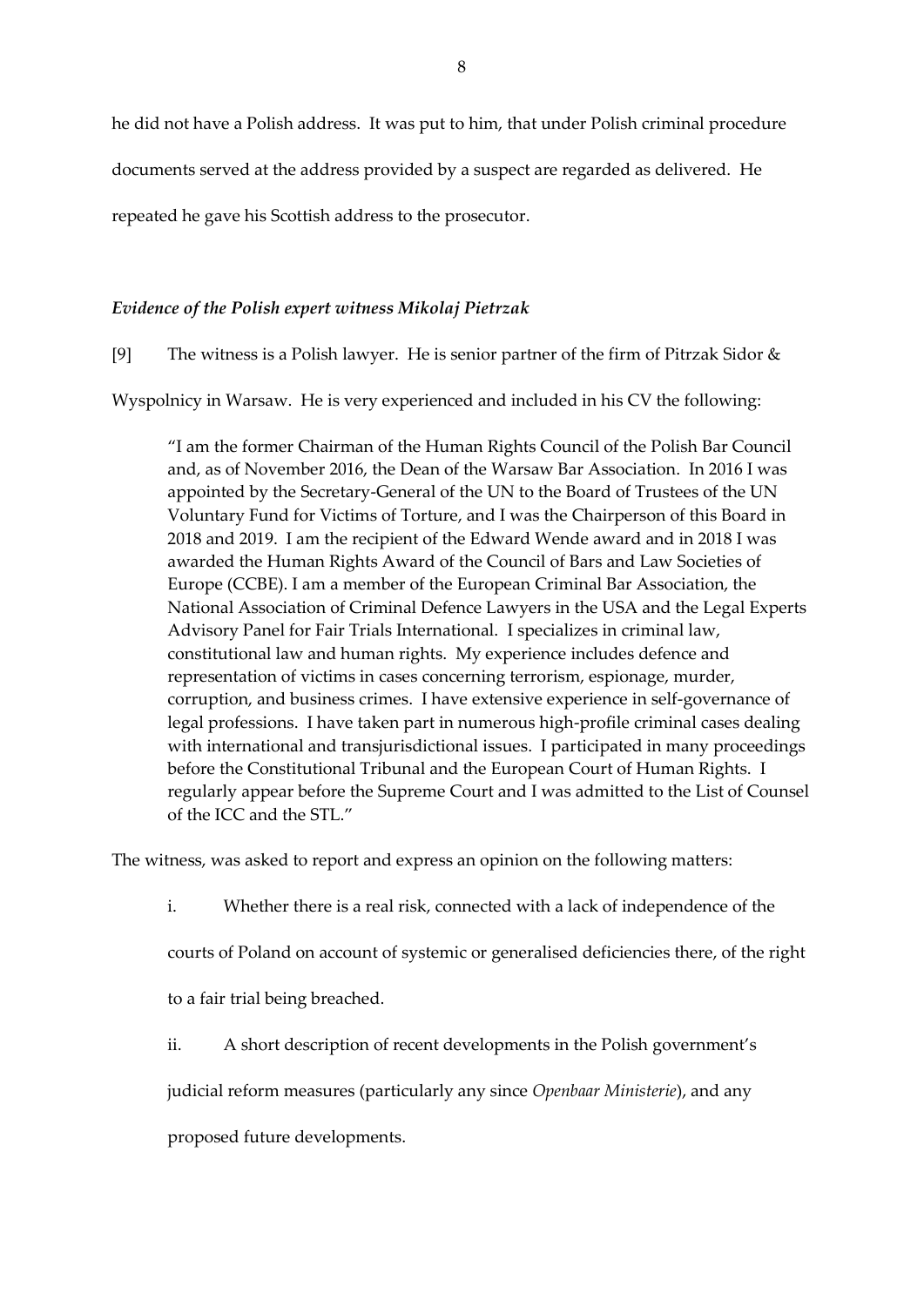he did not have a Polish address. It was put to him, that under Polish criminal procedure documents served at the address provided by a suspect are regarded as delivered. He repeated he gave his Scottish address to the prosecutor.

### *Evidence of the Polish expert witness Mikolaj Pietrzak*

[9] The witness is a Polish lawyer. He is senior partner of the firm of Pitrzak Sidor & Wyspolnicy in Warsaw. He is very experienced and included in his CV the following:

> "I am the former Chairman of the Human Rights Council of the Polish Bar Council and, as of November 2016, the Dean of the Warsaw Bar Association. In 2016 I was appointed by the Secretary-General of the UN to the Board of Trustees of the UN Voluntary Fund for Victims of Torture, and I was the Chairperson of this Board in 2018 and 2019. I am the recipient of the Edward Wende award and in 2018 I was awarded the Human Rights Award of the Council of Bars and Law Societies of Europe (CCBE). I am a member of the European Criminal Bar Association, the National Association of Criminal Defence Lawyers in the USA and the Legal Experts Advisory Panel for Fair Trials International. I specializes in criminal law, constitutional law and human rights. My experience includes defence and representation of victims in cases concerning terrorism, espionage, murder, corruption, and business crimes. I have extensive experience in self-governance of legal professions. I have taken part in numerous high-profile criminal cases dealing with international and transjurisdictional issues. I participated in many proceedings before the Constitutional Tribunal and the European Court of Human Rights. I regularly appear before the Supreme Court and I was admitted to the List of Counsel of the ICC and the STL."

The witness, was asked to report and express an opinion on the following matters:

> i. Whether there is a real risk, connected with a lack of independence of the courts of Poland on account of systemic or generalised deficiencies there, of the right to a fair trial being breached.
>
> ii. A short description of recent developments in the Polish government's judicial reform measures (particularly any since *Openbaar Ministerie*), and any proposed future developments.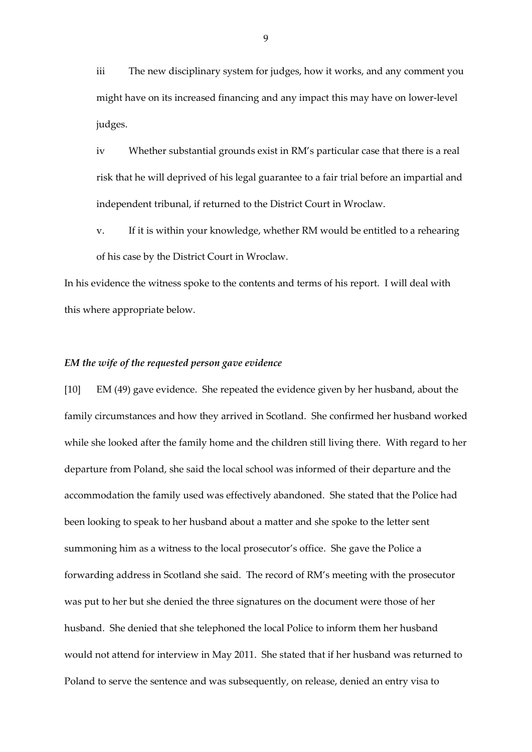iii The new disciplinary system for judges, how it works, and any comment you might have on its increased financing and any impact this may have on lower-level judges.

iv Whether substantial grounds exist in RM's particular case that there is a real risk that he will deprived of his legal guarantee to a fair trial before an impartial and independent tribunal, if returned to the District Court in Wroclaw.

v. If it is within your knowledge, whether RM would be entitled to a rehearing of his case by the District Court in Wroclaw.

In his evidence the witness spoke to the contents and terms of his report. I will deal with this where appropriate below.

***EM the wife of the requested person gave evidence***

[10] EM (49) gave evidence. She repeated the evidence given by her husband, about the family circumstances and how they arrived in Scotland. She confirmed her husband worked while she looked after the family home and the children still living there. With regard to her departure from Poland, she said the local school was informed of their departure and the accommodation the family used was effectively abandoned. She stated that the Police had been looking to speak to her husband about a matter and she spoke to the letter sent summoning him as a witness to the local prosecutor's office. She gave the Police a forwarding address in Scotland she said. The record of RM's meeting with the prosecutor was put to her but she denied the three signatures on the document were those of her husband. She denied that she telephoned the local Police to inform them her husband would not attend for interview in May 2011. She stated that if her husband was returned to Poland to serve the sentence and was subsequently, on release, denied an entry visa to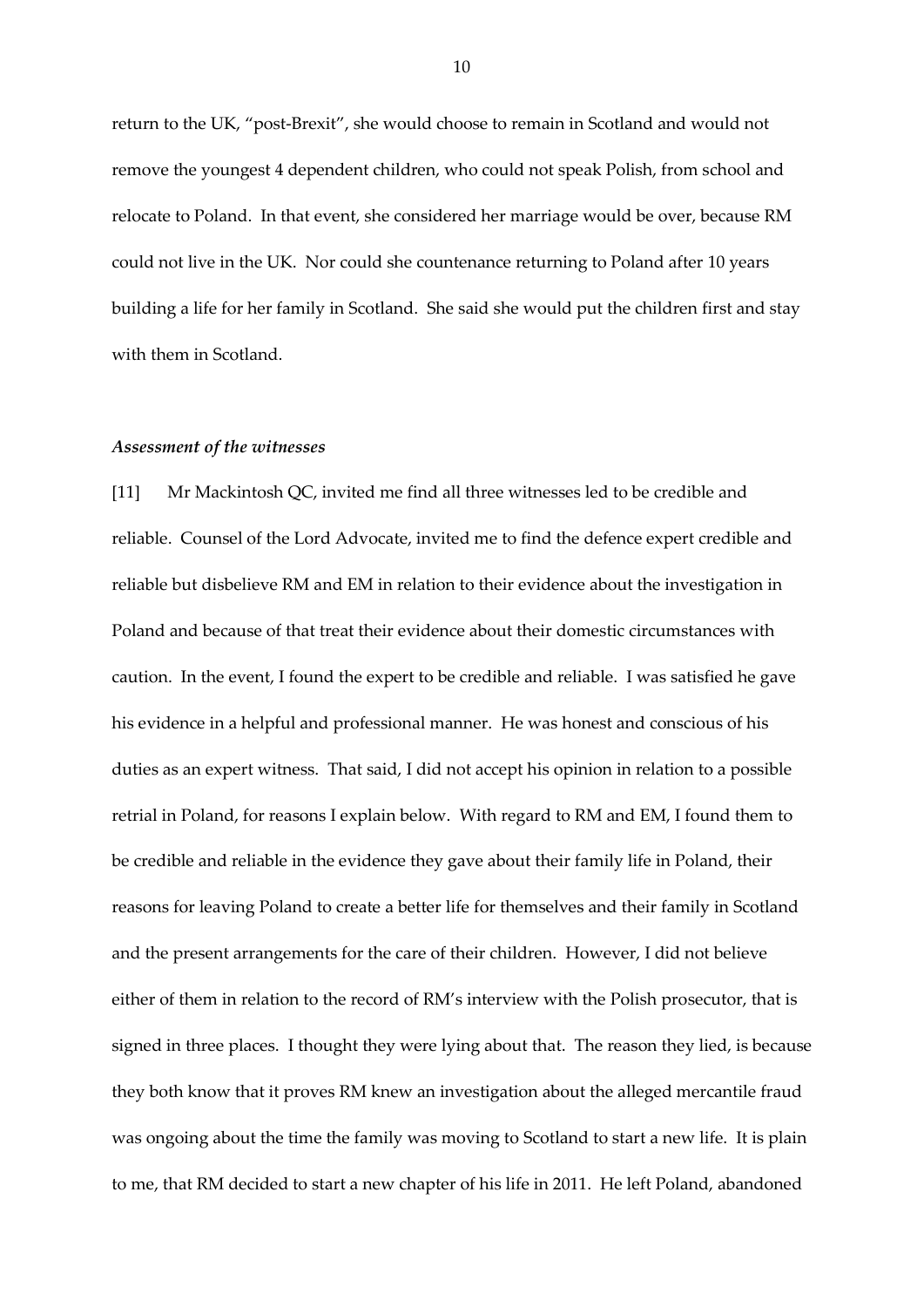return to the UK, "post-Brexit", she would choose to remain in Scotland and would not remove the youngest 4 dependent children, who could not speak Polish, from school and relocate to Poland. In that event, she considered her marriage would be over, because RM could not live in the UK. Nor could she countenance returning to Poland after 10 years building a life for her family in Scotland. She said she would put the children first and stay with them in Scotland.

### *Assessment of the witnesses*

[11] Mr Mackintosh QC, invited me find all three witnesses led to be credible and reliable. Counsel of the Lord Advocate, invited me to find the defence expert credible and reliable but disbelieve RM and EM in relation to their evidence about the investigation in Poland and because of that treat their evidence about their domestic circumstances with caution. In the event, I found the expert to be credible and reliable. I was satisfied he gave his evidence in a helpful and professional manner. He was honest and conscious of his duties as an expert witness. That said, I did not accept his opinion in relation to a possible retrial in Poland, for reasons I explain below. With regard to RM and EM, I found them to be credible and reliable in the evidence they gave about their family life in Poland, their reasons for leaving Poland to create a better life for themselves and their family in Scotland and the present arrangements for the care of their children. However, I did not believe either of them in relation to the record of RM's interview with the Polish prosecutor, that is signed in three places. I thought they were lying about that. The reason they lied, is because they both know that it proves RM knew an investigation about the alleged mercantile fraud was ongoing about the time the family was moving to Scotland to start a new life. It is plain to me, that RM decided to start a new chapter of his life in 2011. He left Poland, abandoned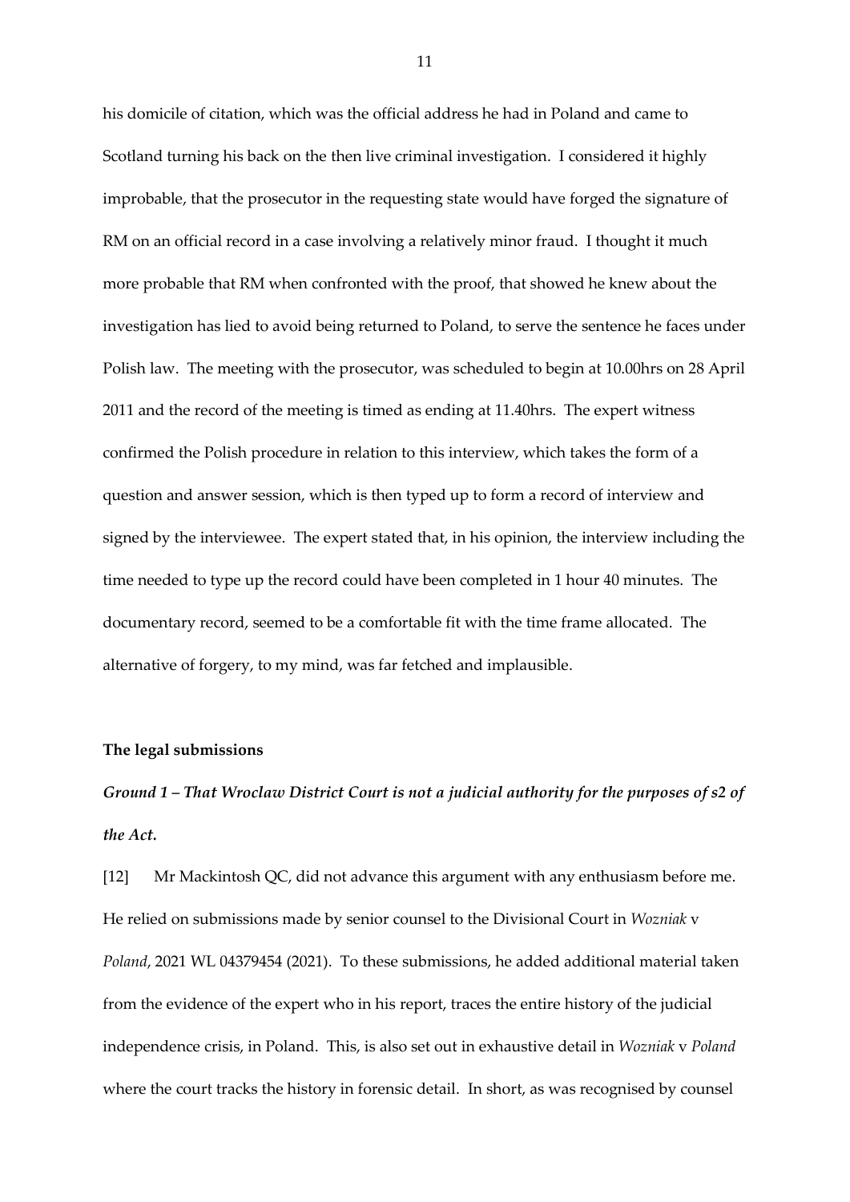his domicile of citation, which was the official address he had in Poland and came to Scotland turning his back on the then live criminal investigation. I considered it highly improbable, that the prosecutor in the requesting state would have forged the signature of RM on an official record in a case involving a relatively minor fraud. I thought it much more probable that RM when confronted with the proof, that showed he knew about the investigation has lied to avoid being returned to Poland, to serve the sentence he faces under Polish law. The meeting with the prosecutor, was scheduled to begin at 10.00hrs on 28 April 2011 and the record of the meeting is timed as ending at 11.40hrs. The expert witness confirmed the Polish procedure in relation to this interview, which takes the form of a question and answer session, which is then typed up to form a record of interview and signed by the interviewee. The expert stated that, in his opinion, the interview including the time needed to type up the record could have been completed in 1 hour 40 minutes. The documentary record, seemed to be a comfortable fit with the time frame allocated. The alternative of forgery, to my mind, was far fetched and implausible.

**The legal submissions**

***Ground 1 – That Wroclaw District Court is not a judicial authority for the purposes of s2 of the Act.***

[12] Mr Mackintosh QC, did not advance this argument with any enthusiasm before me. He relied on submissions made by senior counsel to the Divisional Court in *Wozniak* v *Poland*, 2021 WL 04379454 (2021). To these submissions, he added additional material taken from the evidence of the expert who in his report, traces the entire history of the judicial independence crisis, in Poland. This, is also set out in exhaustive detail in *Wozniak* v *Poland* where the court tracks the history in forensic detail. In short, as was recognised by counsel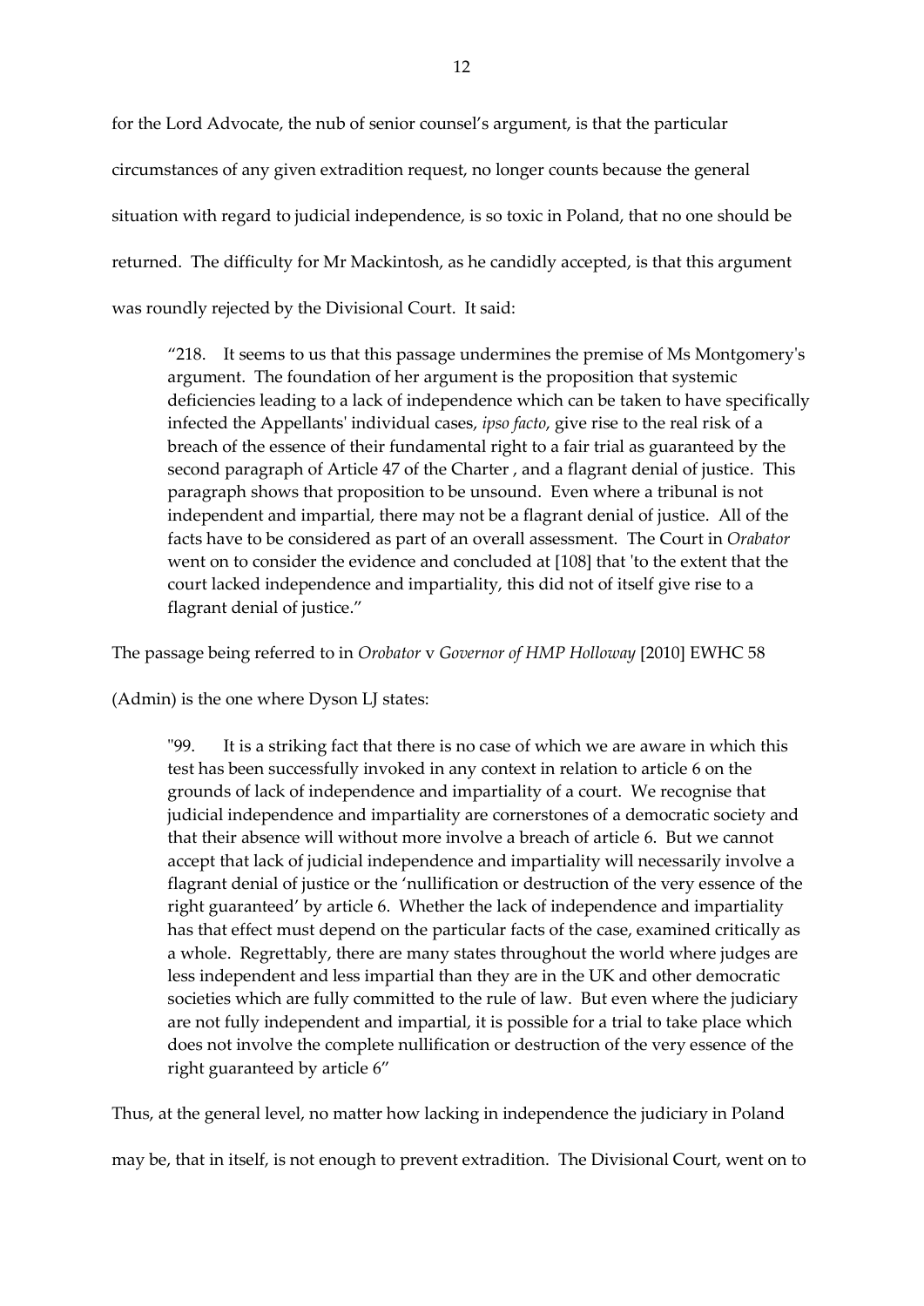for the Lord Advocate, the nub of senior counsel's argument, is that the particular circumstances of any given extradition request, no longer counts because the general situation with regard to judicial independence, is so toxic in Poland, that no one should be returned. The difficulty for Mr Mackintosh, as he candidly accepted, is that this argument was roundly rejected by the Divisional Court. It said:

> "218. It seems to us that this passage undermines the premise of Ms Montgomery's argument. The foundation of her argument is the proposition that systemic deficiencies leading to a lack of independence which can be taken to have specifically infected the Appellants' individual cases, *ipso facto*, give rise to the real risk of a breach of the essence of their fundamental right to a fair trial as guaranteed by the second paragraph of Article 47 of the Charter , and a flagrant denial of justice. This paragraph shows that proposition to be unsound. Even where a tribunal is not independent and impartial, there may not be a flagrant denial of justice. All of the facts have to be considered as part of an overall assessment. The Court in *Orabator* went on to consider the evidence and concluded at [108] that 'to the extent that the court lacked independence and impartiality, this did not of itself give rise to a flagrant denial of justice."

The passage being referred to in *Orobator* v *Governor of HMP Holloway* [2010] EWHC 58 (Admin) is the one where Dyson LJ states:

> "99. It is a striking fact that there is no case of which we are aware in which this test has been successfully invoked in any context in relation to article 6 on the grounds of lack of independence and impartiality of a court. We recognise that judicial independence and impartiality are cornerstones of a democratic society and that their absence will without more involve a breach of article 6. But we cannot accept that lack of judicial independence and impartiality will necessarily involve a flagrant denial of justice or the 'nullification or destruction of the very essence of the right guaranteed' by article 6. Whether the lack of independence and impartiality has that effect must depend on the particular facts of the case, examined critically as a whole. Regrettably, there are many states throughout the world where judges are less independent and less impartial than they are in the UK and other democratic societies which are fully committed to the rule of law. But even where the judiciary are not fully independent and impartial, it is possible for a trial to take place which does not involve the complete nullification or destruction of the very essence of the right guaranteed by article 6"

Thus, at the general level, no matter how lacking in independence the judiciary in Poland may be, that in itself, is not enough to prevent extradition. The Divisional Court, went on to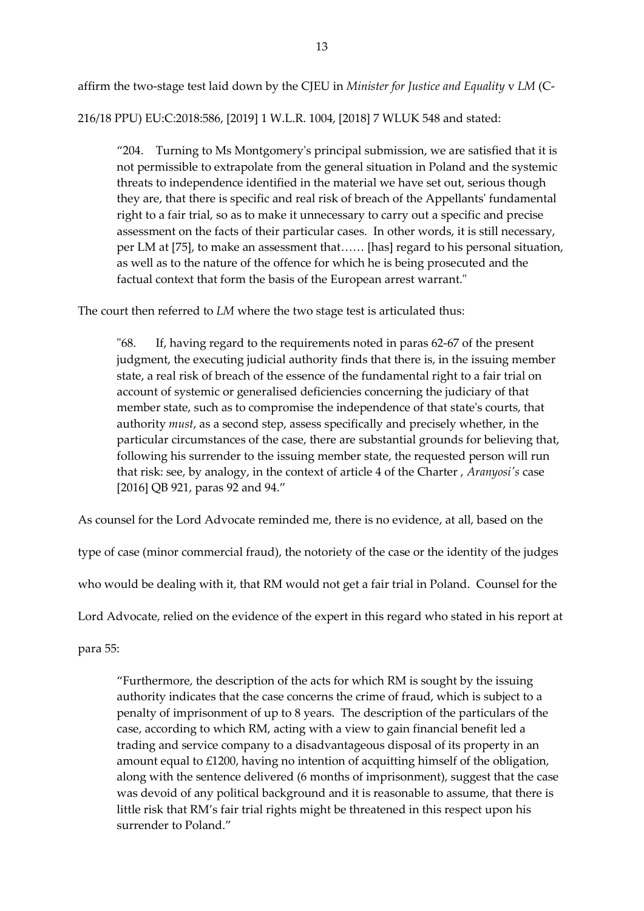affirm the two-stage test laid down by the CJEU in *Minister for Justice and Equality* v *LM* (C-216/18 PPU) EU:C:2018:586, [2019] 1 W.L.R. 1004, [2018] 7 WLUK 548 and stated:

> "204. Turning to Ms Montgomery's principal submission, we are satisfied that it is not permissible to extrapolate from the general situation in Poland and the systemic threats to independence identified in the material we have set out, serious though they are, that there is specific and real risk of breach of the Appellants' fundamental right to a fair trial, so as to make it unnecessary to carry out a specific and precise assessment on the facts of their particular cases. In other words, it is still necessary, per LM at [75], to make an assessment that…… [has] regard to his personal situation, as well as to the nature of the offence for which he is being prosecuted and the factual context that form the basis of the European arrest warrant."

The court then referred to *LM* where the two stage test is articulated thus:

> "68. If, having regard to the requirements noted in paras 62-67 of the present judgment, the executing judicial authority finds that there is, in the issuing member state, a real risk of breach of the essence of the fundamental right to a fair trial on account of systemic or generalised deficiencies concerning the judiciary of that member state, such as to compromise the independence of that state's courts, that authority *must*, as a second step, assess specifically and precisely whether, in the particular circumstances of the case, there are substantial grounds for believing that, following his surrender to the issuing member state, the requested person will run that risk: see, by analogy, in the context of article 4 of the Charter , *Aranyosi's* case [2016] QB 921, paras 92 and 94."

As counsel for the Lord Advocate reminded me, there is no evidence, at all, based on the type of case (minor commercial fraud), the notoriety of the case or the identity of the judges who would be dealing with it, that RM would not get a fair trial in Poland. Counsel for the Lord Advocate, relied on the evidence of the expert in this regard who stated in his report at para 55:

> "Furthermore, the description of the acts for which RM is sought by the issuing authority indicates that the case concerns the crime of fraud, which is subject to a penalty of imprisonment of up to 8 years. The description of the particulars of the case, according to which RM, acting with a view to gain financial benefit led a trading and service company to a disadvantageous disposal of its property in an amount equal to £1200, having no intention of acquitting himself of the obligation, along with the sentence delivered (6 months of imprisonment), suggest that the case was devoid of any political background and it is reasonable to assume, that there is little risk that RM's fair trial rights might be threatened in this respect upon his surrender to Poland."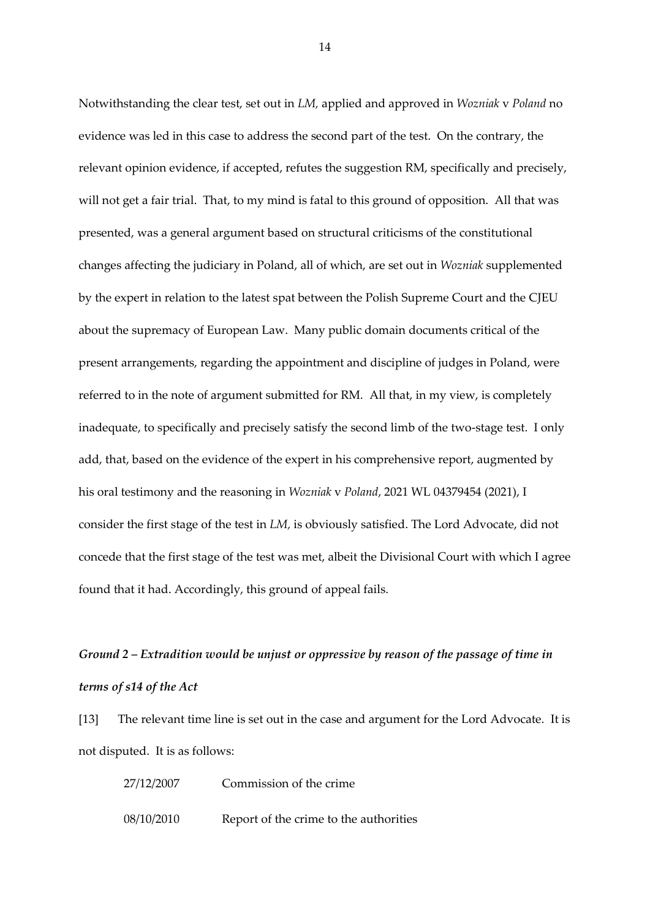Notwithstanding the clear test, set out in *LM,* applied and approved in *Wozniak* v *Poland* no evidence was led in this case to address the second part of the test. On the contrary, the relevant opinion evidence, if accepted, refutes the suggestion RM, specifically and precisely, will not get a fair trial. That, to my mind is fatal to this ground of opposition. All that was presented, was a general argument based on structural criticisms of the constitutional changes affecting the judiciary in Poland, all of which, are set out in *Wozniak* supplemented by the expert in relation to the latest spat between the Polish Supreme Court and the CJEU about the supremacy of European Law. Many public domain documents critical of the present arrangements, regarding the appointment and discipline of judges in Poland, were referred to in the note of argument submitted for RM. All that, in my view, is completely inadequate, to specifically and precisely satisfy the second limb of the two-stage test. I only add, that, based on the evidence of the expert in his comprehensive report, augmented by his oral testimony and the reasoning in *Wozniak* v *Poland*, 2021 WL 04379454 (2021), I consider the first stage of the test in *LM,* is obviously satisfied. The Lord Advocate, did not concede that the first stage of the test was met, albeit the Divisional Court with which I agree found that it had. Accordingly, this ground of appeal fails.

### *Ground 2 – Extradition would be unjust or oppressive by reason of the passage of time in terms of s14 of the Act*

[13] The relevant time line is set out in the case and argument for the Lord Advocate. It is not disputed. It is as follows:

| | |
|---|---|
| 27/12/2007 | Commission of the crime |
| 08/10/2010 | Report of the crime to the authorities |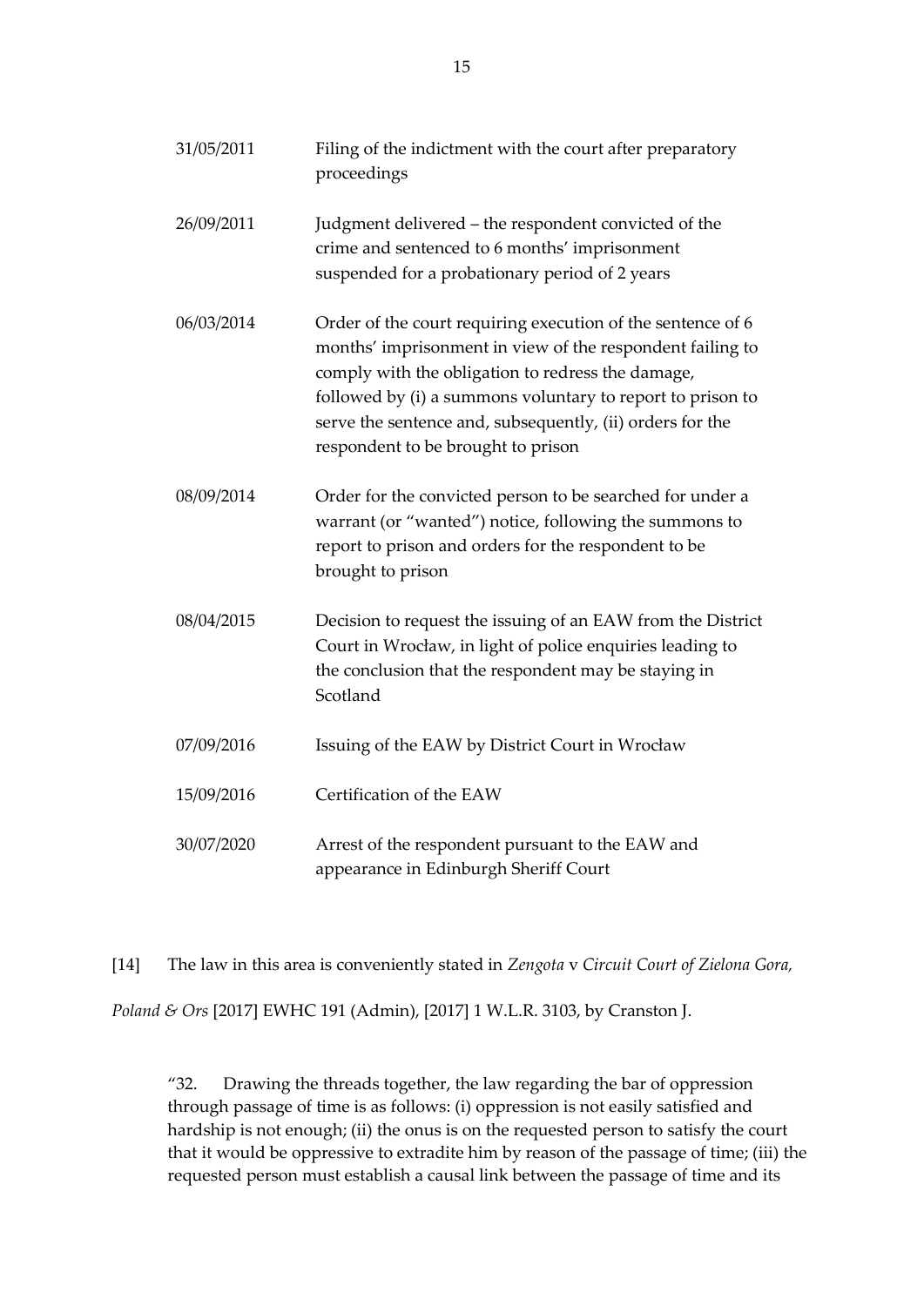| | |
|---|---|
| 31/05/2011 | Filing of the indictment with the court after preparatory proceedings |
| 26/09/2011 | Judgment delivered – the respondent convicted of the crime and sentenced to 6 months' imprisonment suspended for a probationary period of 2 years |
| 06/03/2014 | Order of the court requiring execution of the sentence of 6 months' imprisonment in view of the respondent failing to comply with the obligation to redress the damage, followed by (i) a summons voluntary to report to prison to serve the sentence and, subsequently, (ii) orders for the respondent to be brought to prison |
| 08/09/2014 | Order for the convicted person to be searched for under a warrant (or "wanted") notice, following the summons to report to prison and orders for the respondent to be brought to prison |
| 08/04/2015 | Decision to request the issuing of an EAW from the District Court in Wrocław, in light of police enquiries leading to the conclusion that the respondent may be staying in Scotland |
| 07/09/2016 | Issuing of the EAW by District Court in Wrocław |
| 15/09/2016 | Certification of the EAW |
| 30/07/2020 | Arrest of the respondent pursuant to the EAW and appearance in Edinburgh Sheriff Court |

[14] The law in this area is conveniently stated in *Zengota* v *Circuit Court of Zielona Gora, Poland & Ors* [2017] EWHC 191 (Admin), [2017] 1 W.L.R. 3103, by Cranston J.

> "32. Drawing the threads together, the law regarding the bar of oppression through passage of time is as follows: (i) oppression is not easily satisfied and hardship is not enough; (ii) the onus is on the requested person to satisfy the court that it would be oppressive to extradite him by reason of the passage of time; (iii) the requested person must establish a causal link between the passage of time and its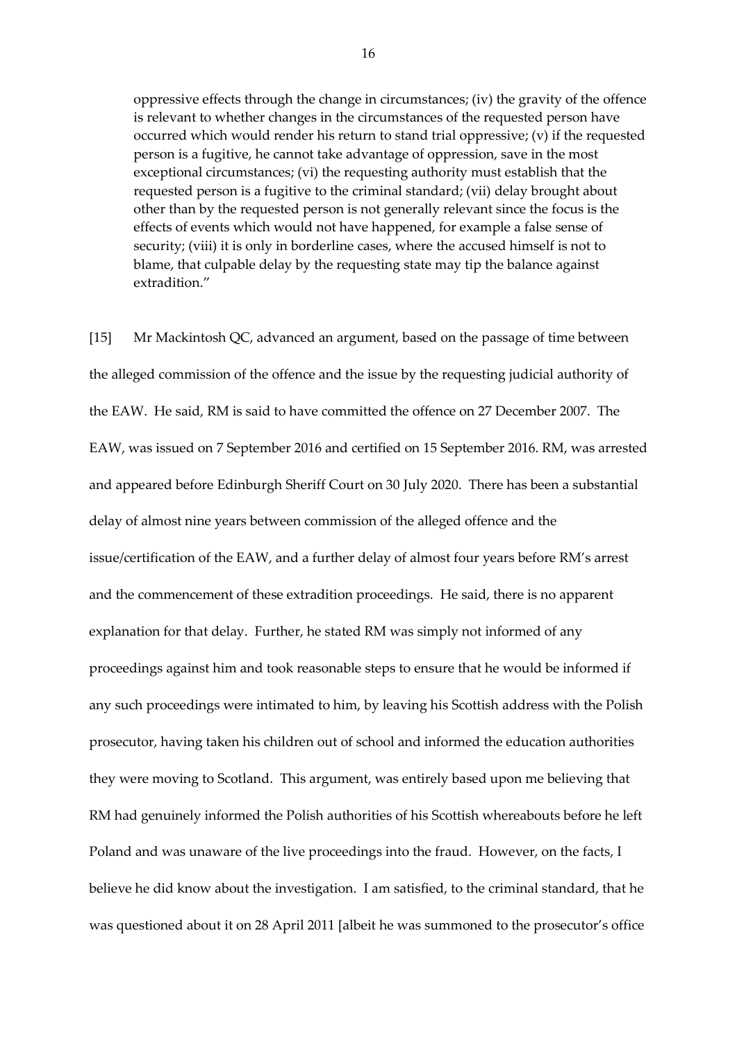oppressive effects through the change in circumstances; (iv) the gravity of the offence is relevant to whether changes in the circumstances of the requested person have occurred which would render his return to stand trial oppressive; (v) if the requested person is a fugitive, he cannot take advantage of oppression, save in the most exceptional circumstances; (vi) the requesting authority must establish that the requested person is a fugitive to the criminal standard; (vii) delay brought about other than by the requested person is not generally relevant since the focus is the effects of events which would not have happened, for example a false sense of security; (viii) it is only in borderline cases, where the accused himself is not to blame, that culpable delay by the requesting state may tip the balance against extradition."

[15] Mr Mackintosh QC, advanced an argument, based on the passage of time between the alleged commission of the offence and the issue by the requesting judicial authority of the EAW. He said, RM is said to have committed the offence on 27 December 2007. The EAW, was issued on 7 September 2016 and certified on 15 September 2016. RM, was arrested and appeared before Edinburgh Sheriff Court on 30 July 2020. There has been a substantial delay of almost nine years between commission of the alleged offence and the issue/certification of the EAW, and a further delay of almost four years before RM's arrest and the commencement of these extradition proceedings. He said, there is no apparent explanation for that delay. Further, he stated RM was simply not informed of any proceedings against him and took reasonable steps to ensure that he would be informed if any such proceedings were intimated to him, by leaving his Scottish address with the Polish prosecutor, having taken his children out of school and informed the education authorities they were moving to Scotland. This argument, was entirely based upon me believing that RM had genuinely informed the Polish authorities of his Scottish whereabouts before he left Poland and was unaware of the live proceedings into the fraud. However, on the facts, I believe he did know about the investigation. I am satisfied, to the criminal standard, that he was questioned about it on 28 April 2011 [albeit he was summoned to the prosecutor's office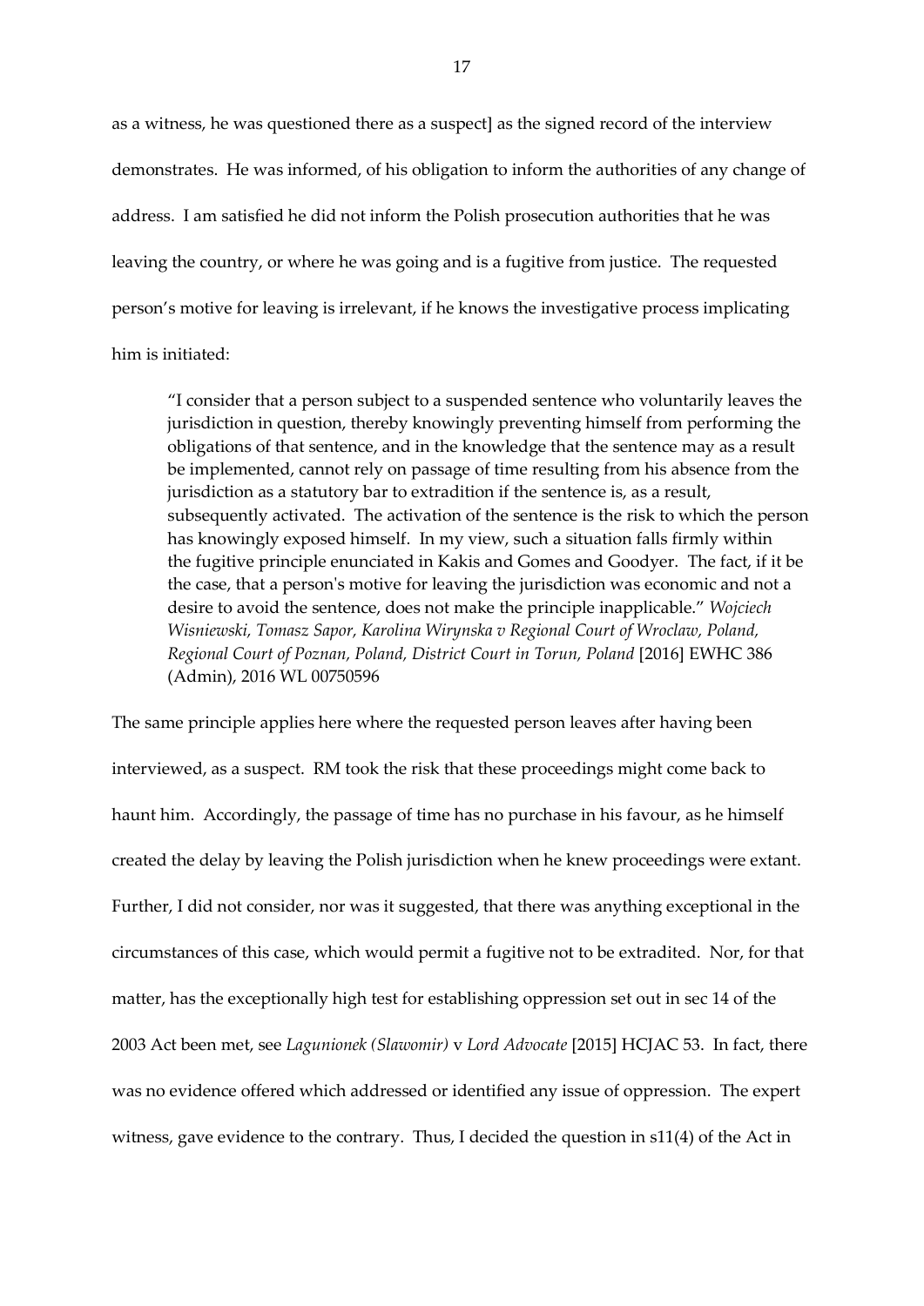as a witness, he was questioned there as a suspect] as the signed record of the interview demonstrates. He was informed, of his obligation to inform the authorities of any change of address. I am satisfied he did not inform the Polish prosecution authorities that he was leaving the country, or where he was going and is a fugitive from justice. The requested person's motive for leaving is irrelevant, if he knows the investigative process implicating him is initiated:

> "I consider that a person subject to a suspended sentence who voluntarily leaves the jurisdiction in question, thereby knowingly preventing himself from performing the obligations of that sentence, and in the knowledge that the sentence may as a result be implemented, cannot rely on passage of time resulting from his absence from the jurisdiction as a statutory bar to extradition if the sentence is, as a result, subsequently activated. The activation of the sentence is the risk to which the person has knowingly exposed himself. In my view, such a situation falls firmly within the fugitive principle enunciated in Kakis and Gomes and Goodyer. The fact, if it be the case, that a person's motive for leaving the jurisdiction was economic and not a desire to avoid the sentence, does not make the principle inapplicable." *Wojciech Wisniewski, Tomasz Sapor, Karolina Wirynska v Regional Court of Wroclaw, Poland, Regional Court of Poznan, Poland, District Court in Torun, Poland* [2016] EWHC 386 (Admin), 2016 WL 00750596

The same principle applies here where the requested person leaves after having been interviewed, as a suspect. RM took the risk that these proceedings might come back to haunt him. Accordingly, the passage of time has no purchase in his favour, as he himself created the delay by leaving the Polish jurisdiction when he knew proceedings were extant. Further, I did not consider, nor was it suggested, that there was anything exceptional in the circumstances of this case, which would permit a fugitive not to be extradited. Nor, for that matter, has the exceptionally high test for establishing oppression set out in sec 14 of the 2003 Act been met, see *Lagunionek (Slawomir)* v *Lord Advocate* [2015] HCJAC 53. In fact, there was no evidence offered which addressed or identified any issue of oppression. The expert witness, gave evidence to the contrary. Thus, I decided the question in s11(4) of the Act in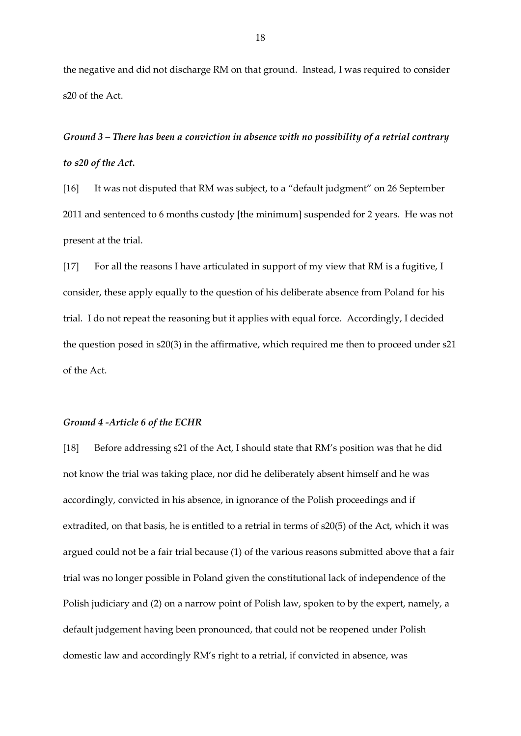the negative and did not discharge RM on that ground. Instead, I was required to consider s20 of the Act.

***Ground 3 – There has been a conviction in absence with no possibility of a retrial contrary to s20 of the Act.***

[16] It was not disputed that RM was subject, to a "default judgment" on 26 September 2011 and sentenced to 6 months custody [the minimum] suspended for 2 years. He was not present at the trial.

[17] For all the reasons I have articulated in support of my view that RM is a fugitive, I consider, these apply equally to the question of his deliberate absence from Poland for his trial. I do not repeat the reasoning but it applies with equal force. Accordingly, I decided the question posed in s20(3) in the affirmative, which required me then to proceed under s21 of the Act.

***Ground 4 -Article 6 of the ECHR***

[18] Before addressing s21 of the Act, I should state that RM's position was that he did not know the trial was taking place, nor did he deliberately absent himself and he was accordingly, convicted in his absence, in ignorance of the Polish proceedings and if extradited, on that basis, he is entitled to a retrial in terms of s20(5) of the Act, which it was argued could not be a fair trial because (1) of the various reasons submitted above that a fair trial was no longer possible in Poland given the constitutional lack of independence of the Polish judiciary and (2) on a narrow point of Polish law, spoken to by the expert, namely, a default judgement having been pronounced, that could not be reopened under Polish domestic law and accordingly RM's right to a retrial, if convicted in absence, was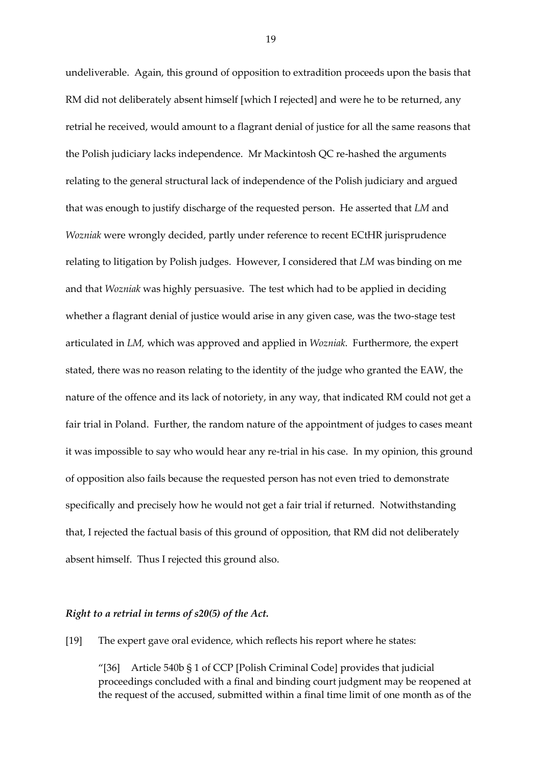undeliverable. Again, this ground of opposition to extradition proceeds upon the basis that RM did not deliberately absent himself [which I rejected] and were he to be returned, any retrial he received, would amount to a flagrant denial of justice for all the same reasons that the Polish judiciary lacks independence. Mr Mackintosh QC re-hashed the arguments relating to the general structural lack of independence of the Polish judiciary and argued that was enough to justify discharge of the requested person. He asserted that *LM* and *Wozniak* were wrongly decided, partly under reference to recent ECtHR jurisprudence relating to litigation by Polish judges. However, I considered that *LM* was binding on me and that *Wozniak* was highly persuasive. The test which had to be applied in deciding whether a flagrant denial of justice would arise in any given case, was the two-stage test articulated in *LM,* which was approved and applied in *Wozniak*. Furthermore, the expert stated, there was no reason relating to the identity of the judge who granted the EAW, the nature of the offence and its lack of notoriety, in any way, that indicated RM could not get a fair trial in Poland. Further, the random nature of the appointment of judges to cases meant it was impossible to say who would hear any re-trial in his case. In my opinion, this ground of opposition also fails because the requested person has not even tried to demonstrate specifically and precisely how he would not get a fair trial if returned. Notwithstanding that, I rejected the factual basis of this ground of opposition, that RM did not deliberately absent himself. Thus I rejected this ground also.

### *Right to a retrial in terms of s20(5) of the Act.*

[19] The expert gave oral evidence, which reflects his report where he states:

> "[36] Article 540b § 1 of CCP [Polish Criminal Code] provides that judicial proceedings concluded with a final and binding court judgment may be reopened at the request of the accused, submitted within a final time limit of one month as of the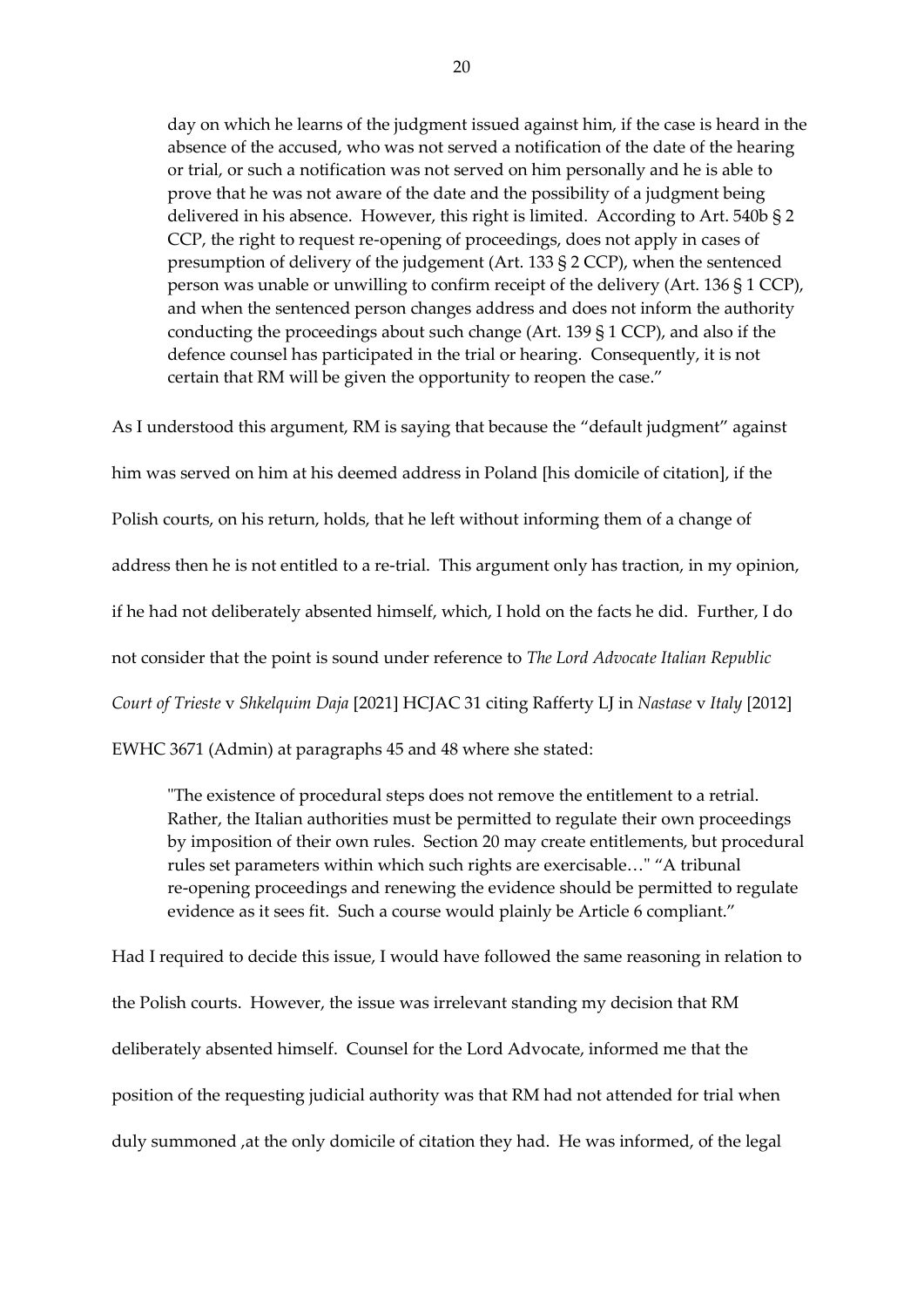> day on which he learns of the judgment issued against him, if the case is heard in the absence of the accused, who was not served a notification of the date of the hearing or trial, or such a notification was not served on him personally and he is able to prove that he was not aware of the date and the possibility of a judgment being delivered in his absence. However, this right is limited. According to Art. 540b § 2 CCP, the right to request re-opening of proceedings, does not apply in cases of presumption of delivery of the judgement (Art. 133 § 2 CCP), when the sentenced person was unable or unwilling to confirm receipt of the delivery (Art. 136 § 1 CCP), and when the sentenced person changes address and does not inform the authority conducting the proceedings about such change (Art. 139 § 1 CCP), and also if the defence counsel has participated in the trial or hearing. Consequently, it is not certain that RM will be given the opportunity to reopen the case."

As I understood this argument, RM is saying that because the "default judgment" against him was served on him at his deemed address in Poland [his domicile of citation], if the Polish courts, on his return, holds, that he left without informing them of a change of address then he is not entitled to a re-trial. This argument only has traction, in my opinion, if he had not deliberately absented himself, which, I hold on the facts he did. Further, I do not consider that the point is sound under reference to *The Lord Advocate Italian Republic Court of Trieste* v *Shkelquim Daja* [2021] HCJAC 31 citing Rafferty LJ in *Nastase* v *Italy* [2012] EWHC 3671 (Admin) at paragraphs 45 and 48 where she stated:

> "The existence of procedural steps does not remove the entitlement to a retrial. Rather, the Italian authorities must be permitted to regulate their own proceedings by imposition of their own rules. Section 20 may create entitlements, but procedural rules set parameters within which such rights are exercisable…" "A tribunal re-opening proceedings and renewing the evidence should be permitted to regulate evidence as it sees fit. Such a course would plainly be Article 6 compliant."

Had I required to decide this issue, I would have followed the same reasoning in relation to the Polish courts. However, the issue was irrelevant standing my decision that RM deliberately absented himself. Counsel for the Lord Advocate, informed me that the position of the requesting judicial authority was that RM had not attended for trial when duly summoned ,at the only domicile of citation they had. He was informed, of the legal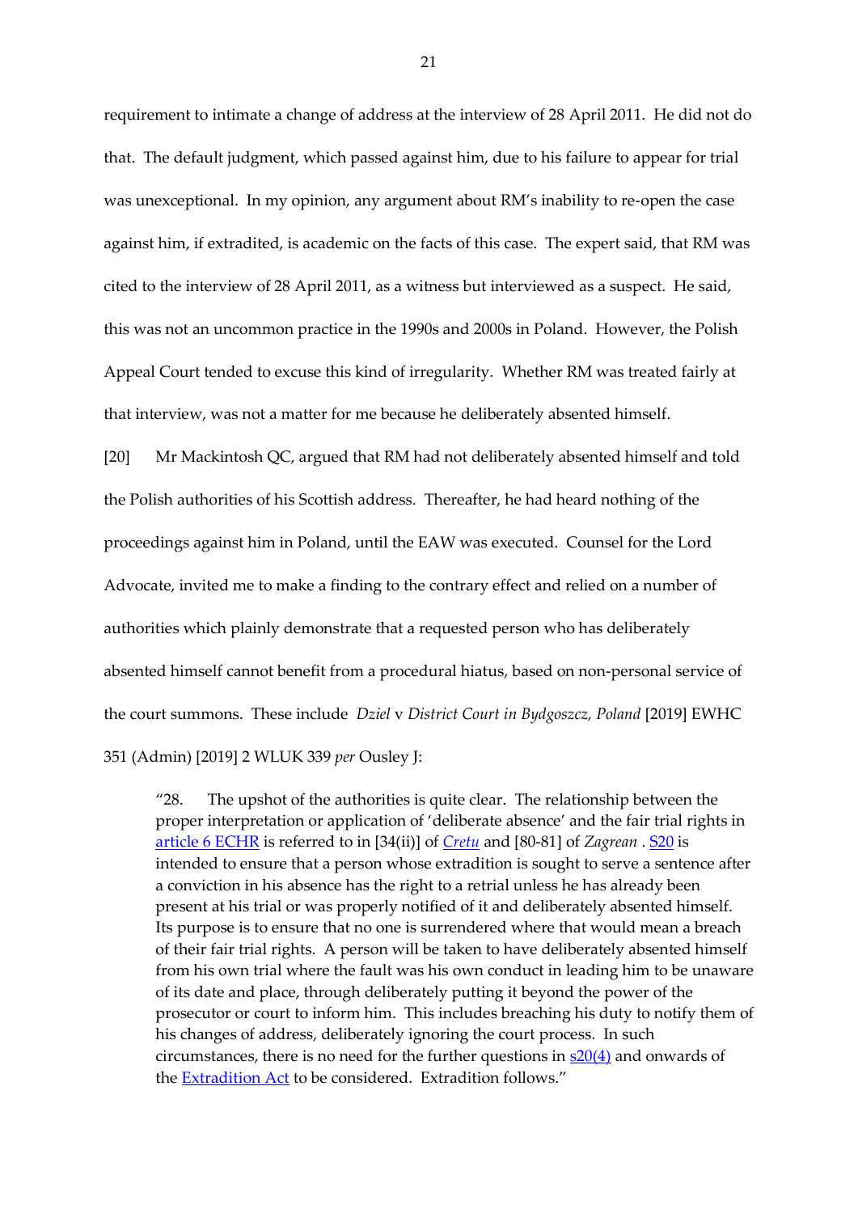requirement to intimate a change of address at the interview of 28 April 2011. He did not do that. The default judgment, which passed against him, due to his failure to appear for trial was unexceptional. In my opinion, any argument about RM's inability to re-open the case against him, if extradited, is academic on the facts of this case. The expert said, that RM was cited to the interview of 28 April 2011, as a witness but interviewed as a suspect. He said, this was not an uncommon practice in the 1990s and 2000s in Poland. However, the Polish Appeal Court tended to excuse this kind of irregularity. Whether RM was treated fairly at that interview, was not a matter for me because he deliberately absented himself.

[20] Mr Mackintosh QC, argued that RM had not deliberately absented himself and told the Polish authorities of his Scottish address. Thereafter, he had heard nothing of the proceedings against him in Poland, until the EAW was executed. Counsel for the Lord Advocate, invited me to make a finding to the contrary effect and relied on a number of authorities which plainly demonstrate that a requested person who has deliberately absented himself cannot benefit from a procedural hiatus, based on non-personal service of the court summons. These include *Dziel* v *District Court in Bydgoszcz, Poland* [2019] EWHC 351 (Admin) [2019] 2 WLUK 339 *per* Ousley J:

> "28. The upshot of the authorities is quite clear. The relationship between the proper interpretation or application of 'deliberate absence' and the fair trial rights in article 6 ECHR is referred to in [34(ii)] of *Cretu* and [80-81] of *Zagrean* . S20 is intended to ensure that a person whose extradition is sought to serve a sentence after a conviction in his absence has the right to a retrial unless he has already been present at his trial or was properly notified of it and deliberately absented himself. Its purpose is to ensure that no one is surrendered where that would mean a breach of their fair trial rights. A person will be taken to have deliberately absented himself from his own trial where the fault was his own conduct in leading him to be unaware of its date and place, through deliberately putting it beyond the power of the prosecutor or court to inform him. This includes breaching his duty to notify them of his changes of address, deliberately ignoring the court process. In such circumstances, there is no need for the further questions in s20(4) and onwards of the Extradition Act to be considered. Extradition follows."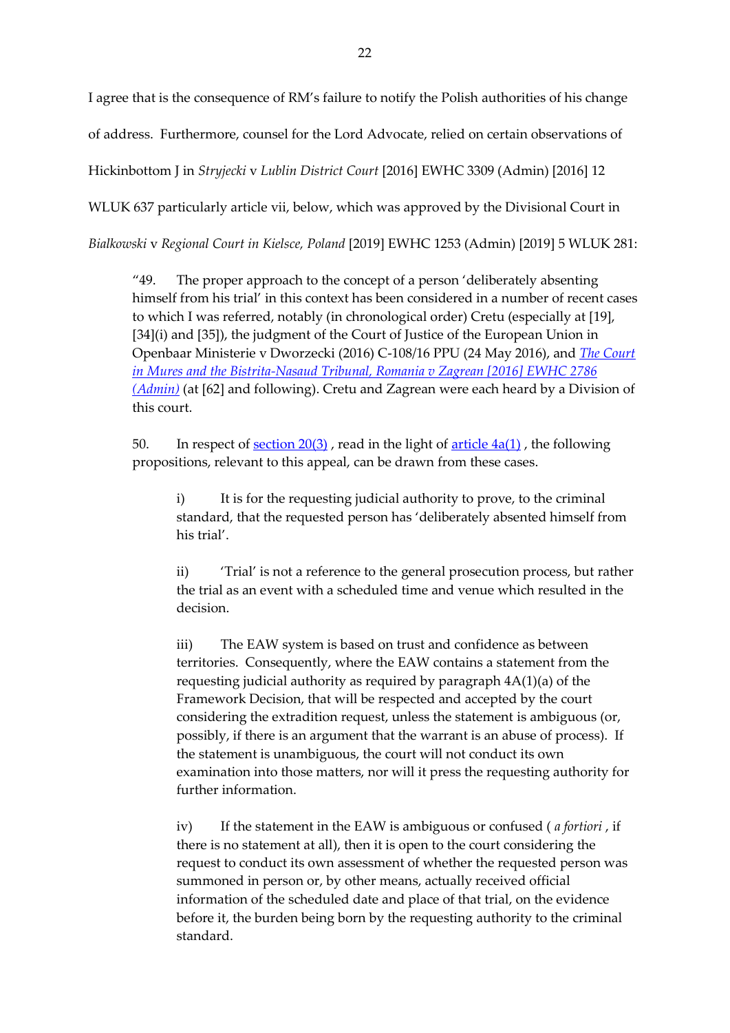I agree that is the consequence of RM's failure to notify the Polish authorities of his change of address. Furthermore, counsel for the Lord Advocate, relied on certain observations of Hickinbottom J in *Stryjecki* v *Lublin District Court* [2016] EWHC 3309 (Admin) [2016] 12 WLUK 637 particularly article vii, below, which was approved by the Divisional Court in *Bialkowski* v *Regional Court in Kielsce, Poland* [2019] EWHC 1253 (Admin) [2019] 5 WLUK 281:

> "49. The proper approach to the concept of a person 'deliberately absenting himself from his trial' in this context has been considered in a number of recent cases to which I was referred, notably (in chronological order) Cretu (especially at [19], [34](i) and [35]), the judgment of the Court of Justice of the European Union in Openbaar Ministerie v Dworzecki (2016) C-108/16 PPU (24 May 2016), and The Court in Mures and the Bistrita-Nasaud Tribunal, Romania v Zagrean [2016] EWHC 2786 (Admin) (at [62] and following). Cretu and Zagrean were each heard by a Division of this court.
>
> 50. In respect of section 20(3), read in the light of article 4a(1), the following propositions, relevant to this appeal, can be drawn from these cases.
>
> > i) It is for the requesting judicial authority to prove, to the criminal standard, that the requested person has 'deliberately absented himself from his trial'.
> >
> > ii) 'Trial' is not a reference to the general prosecution process, but rather the trial as an event with a scheduled time and venue which resulted in the decision.
> >
> > iii) The EAW system is based on trust and confidence as between territories. Consequently, where the EAW contains a statement from the requesting judicial authority as required by paragraph 4A(1)(a) of the Framework Decision, that will be respected and accepted by the court considering the extradition request, unless the statement is ambiguous (or, possibly, if there is an argument that the warrant is an abuse of process). If the statement is unambiguous, the court will not conduct its own examination into those matters, nor will it press the requesting authority for further information.
> >
> > iv) If the statement in the EAW is ambiguous or confused ( *a fortiori* , if there is no statement at all), then it is open to the court considering the request to conduct its own assessment of whether the requested person was summoned in person or, by other means, actually received official information of the scheduled date and place of that trial, on the evidence before it, the burden being born by the requesting authority to the criminal standard.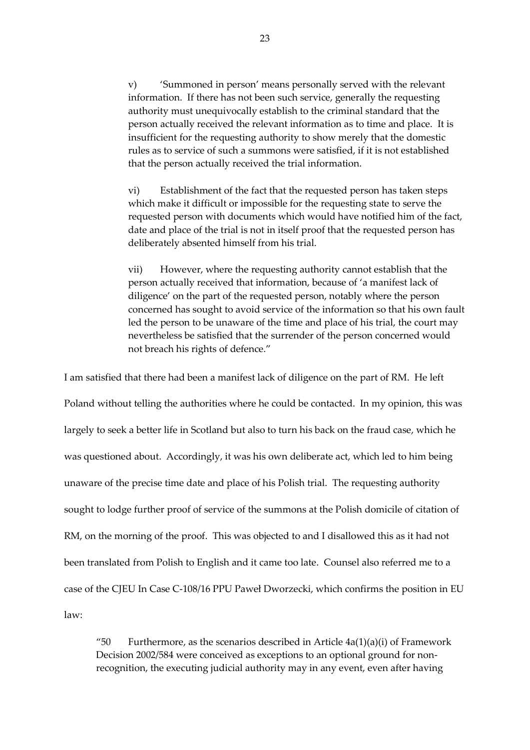> v) 'Summoned in person' means personally served with the relevant information. If there has not been such service, generally the requesting authority must unequivocally establish to the criminal standard that the person actually received the relevant information as to time and place. It is insufficient for the requesting authority to show merely that the domestic rules as to service of such a summons were satisfied, if it is not established that the person actually received the trial information.
>
> vi) Establishment of the fact that the requested person has taken steps which make it difficult or impossible for the requesting state to serve the requested person with documents which would have notified him of the fact, date and place of the trial is not in itself proof that the requested person has deliberately absented himself from his trial.
>
> vii) However, where the requesting authority cannot establish that the person actually received that information, because of 'a manifest lack of diligence' on the part of the requested person, notably where the person concerned has sought to avoid service of the information so that his own fault led the person to be unaware of the time and place of his trial, the court may nevertheless be satisfied that the surrender of the person concerned would not breach his rights of defence."

I am satisfied that there had been a manifest lack of diligence on the part of RM. He left Poland without telling the authorities where he could be contacted. In my opinion, this was largely to seek a better life in Scotland but also to turn his back on the fraud case, which he was questioned about. Accordingly, it was his own deliberate act, which led to him being unaware of the precise time date and place of his Polish trial. The requesting authority sought to lodge further proof of service of the summons at the Polish domicile of citation of RM, on the morning of the proof. This was objected to and I disallowed this as it had not been translated from Polish to English and it came too late. Counsel also referred me to a case of the CJEU In Case C-108/16 PPU Paweł Dworzecki, which confirms the position in EU law:

> "50 Furthermore, as the scenarios described in Article 4a(1)(a)(i) of Framework Decision 2002/584 were conceived as exceptions to an optional ground for non-recognition, the executing judicial authority may in any event, even after having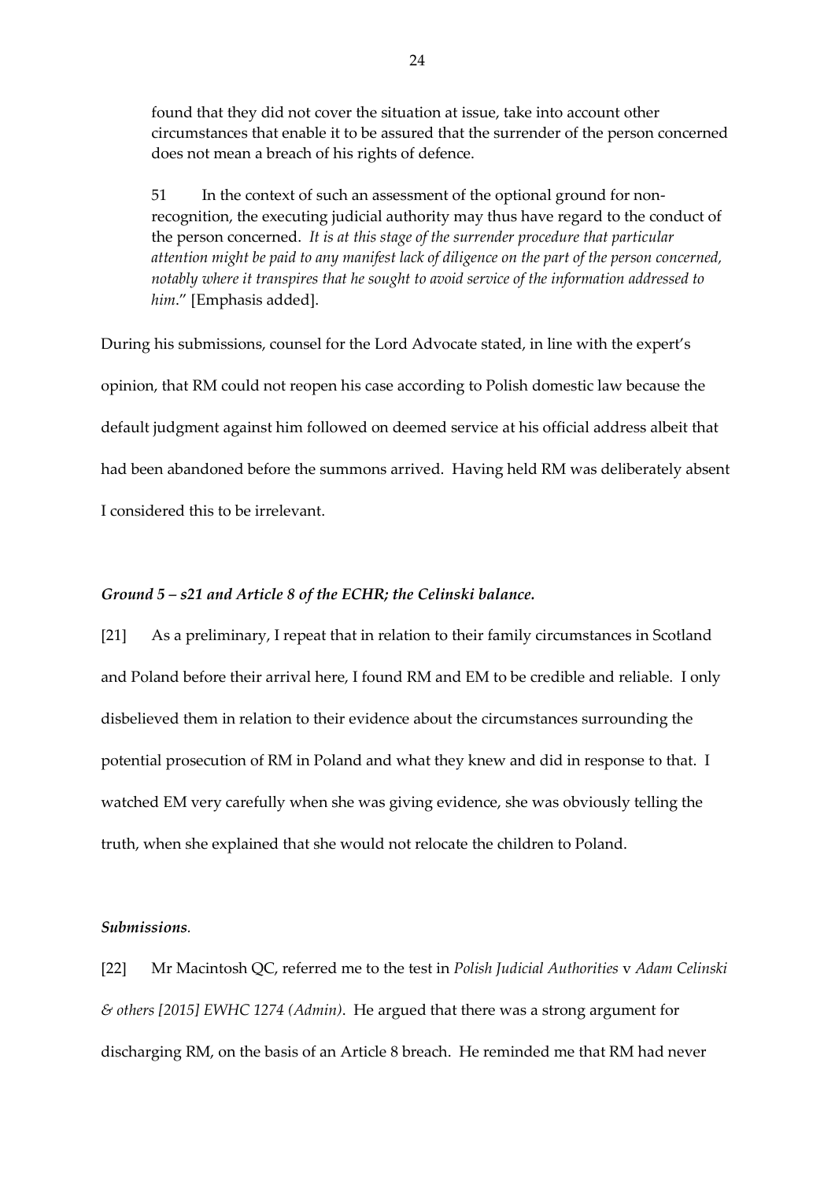found that they did not cover the situation at issue, take into account other circumstances that enable it to be assured that the surrender of the person concerned does not mean a breach of his rights of defence.

> 51 In the context of such an assessment of the optional ground for non-recognition, the executing judicial authority may thus have regard to the conduct of the person concerned. *It is at this stage of the surrender procedure that particular attention might be paid to any manifest lack of diligence on the part of the person concerned, notably where it transpires that he sought to avoid service of the information addressed to him*." [Emphasis added].

During his submissions, counsel for the Lord Advocate stated, in line with the expert's opinion, that RM could not reopen his case according to Polish domestic law because the default judgment against him followed on deemed service at his official address albeit that had been abandoned before the summons arrived. Having held RM was deliberately absent I considered this to be irrelevant.

### *Ground 5 – s21 and Article 8 of the ECHR; the Celinski balance.*

[21] As a preliminary, I repeat that in relation to their family circumstances in Scotland and Poland before their arrival here, I found RM and EM to be credible and reliable. I only disbelieved them in relation to their evidence about the circumstances surrounding the potential prosecution of RM in Poland and what they knew and did in response to that. I watched EM very carefully when she was giving evidence, she was obviously telling the truth, when she explained that she would not relocate the children to Poland.

### *Submissions.*

[22] Mr Macintosh QC, referred me to the test in *Polish Judicial Authorities* v *Adam Celinski & others [2015] EWHC 1274 (Admin)*. He argued that there was a strong argument for discharging RM, on the basis of an Article 8 breach. He reminded me that RM had never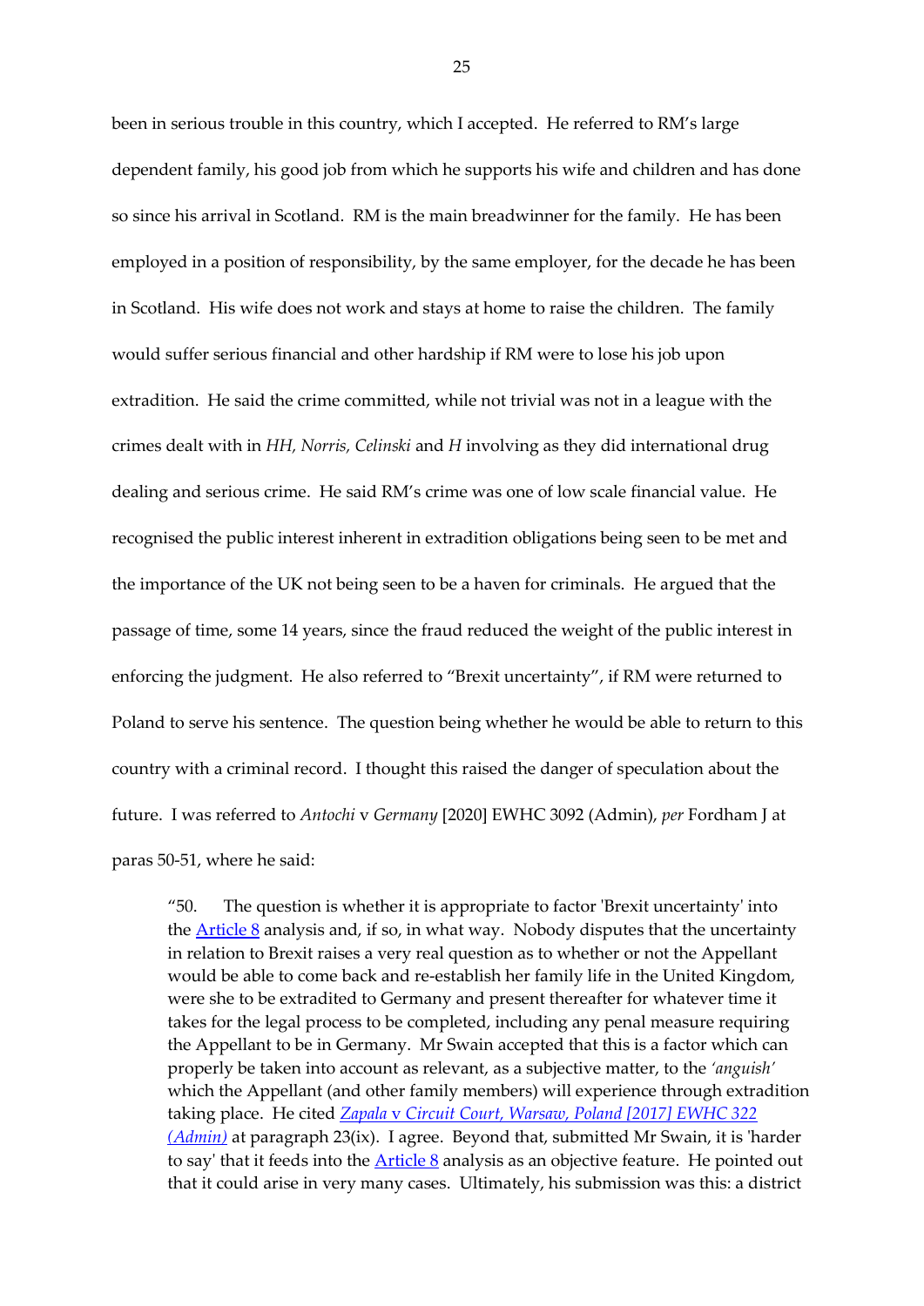been in serious trouble in this country, which I accepted. He referred to RM's large dependent family, his good job from which he supports his wife and children and has done so since his arrival in Scotland. RM is the main breadwinner for the family. He has been employed in a position of responsibility, by the same employer, for the decade he has been in Scotland. His wife does not work and stays at home to raise the children. The family would suffer serious financial and other hardship if RM were to lose his job upon extradition. He said the crime committed, while not trivial was not in a league with the crimes dealt with in *HH, Norris, Celinski* and *H* involving as they did international drug dealing and serious crime. He said RM's crime was one of low scale financial value. He recognised the public interest inherent in extradition obligations being seen to be met and the importance of the UK not being seen to be a haven for criminals. He argued that the passage of time, some 14 years, since the fraud reduced the weight of the public interest in enforcing the judgment. He also referred to "Brexit uncertainty", if RM were returned to Poland to serve his sentence. The question being whether he would be able to return to this country with a criminal record. I thought this raised the danger of speculation about the future. I was referred to *Antochi* v *Germany* [2020] EWHC 3092 (Admin), *per* Fordham J at paras 50-51, where he said:

> "50. The question is whether it is appropriate to factor 'Brexit uncertainty' into the Article 8 analysis and, if so, in what way. Nobody disputes that the uncertainty in relation to Brexit raises a very real question as to whether or not the Appellant would be able to come back and re-establish her family life in the United Kingdom, were she to be extradited to Germany and present thereafter for whatever time it takes for the legal process to be completed, including any penal measure requiring the Appellant to be in Germany. Mr Swain accepted that this is a factor which can properly be taken into account as relevant, as a subjective matter, to the *'anguish'* which the Appellant (and other family members) will experience through extradition taking place. He cited *Zapala* v *Circuit Court, Warsaw, Poland [2017] EWHC 322 (Admin)* at paragraph 23(ix). I agree. Beyond that, submitted Mr Swain, it is 'harder to say' that it feeds into the Article 8 analysis as an objective feature. He pointed out that it could arise in very many cases. Ultimately, his submission was this: a district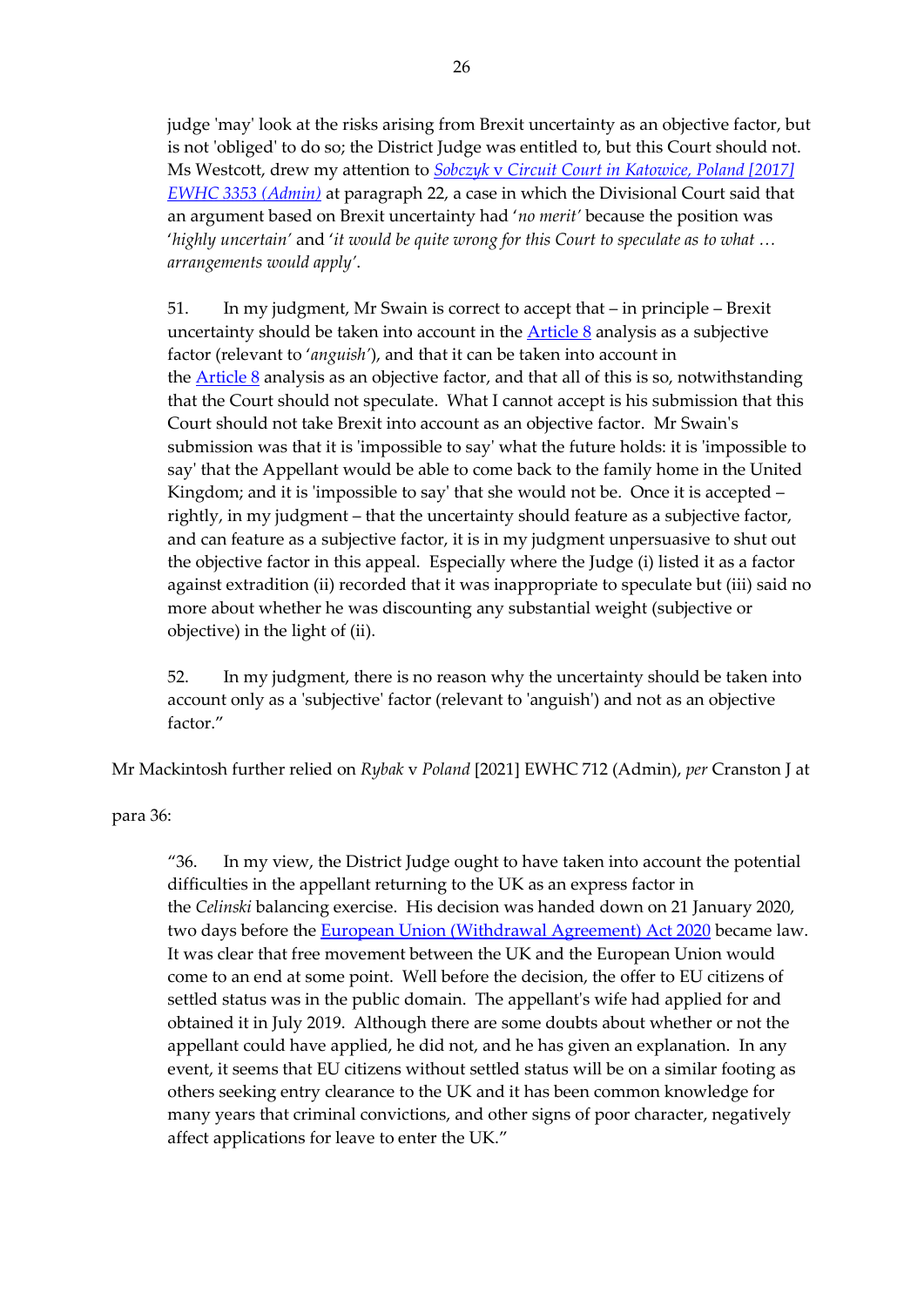judge 'may' look at the risks arising from Brexit uncertainty as an objective factor, but is not 'obliged' to do so; the District Judge was entitled to, but this Court should not. Ms Westcott, drew my attention to *Sobczyk v Circuit Court in Katowice, Poland [2017] EWHC 3353 (Admin)* at paragraph 22, a case in which the Divisional Court said that an argument based on Brexit uncertainty had '*no merit*' because the position was '*highly uncertain*' and '*it would be quite wrong for this Court to speculate as to what … arrangements would apply*'.

51. In my judgment, Mr Swain is correct to accept that – in principle – Brexit uncertainty should be taken into account in the Article 8 analysis as a subjective factor (relevant to '*anguish*'), and that it can be taken into account in the Article 8 analysis as an objective factor, and that all of this is so, notwithstanding that the Court should not speculate. What I cannot accept is his submission that this Court should not take Brexit into account as an objective factor. Mr Swain's submission was that it is 'impossible to say' what the future holds: it is 'impossible to say' that the Appellant would be able to come back to the family home in the United Kingdom; and it is 'impossible to say' that she would not be. Once it is accepted – rightly, in my judgment – that the uncertainty should feature as a subjective factor, and can feature as a subjective factor, it is in my judgment unpersuasive to shut out the objective factor in this appeal. Especially where the Judge (i) listed it as a factor against extradition (ii) recorded that it was inappropriate to speculate but (iii) said no more about whether he was discounting any substantial weight (subjective or objective) in the light of (ii).

52. In my judgment, there is no reason why the uncertainty should be taken into account only as a 'subjective' factor (relevant to 'anguish') and not as an objective factor."

Mr Mackintosh further relied on *Rybak* v *Poland* [2021] EWHC 712 (Admin), *per* Cranston J at para 36:

"36. In my view, the District Judge ought to have taken into account the potential difficulties in the appellant returning to the UK as an express factor in the *Celinski* balancing exercise. His decision was handed down on 21 January 2020, two days before the European Union (Withdrawal Agreement) Act 2020 became law. It was clear that free movement between the UK and the European Union would come to an end at some point. Well before the decision, the offer to EU citizens of settled status was in the public domain. The appellant's wife had applied for and obtained it in July 2019. Although there are some doubts about whether or not the appellant could have applied, he did not, and he has given an explanation. In any event, it seems that EU citizens without settled status will be on a similar footing as others seeking entry clearance to the UK and it has been common knowledge for many years that criminal convictions, and other signs of poor character, negatively affect applications for leave to enter the UK."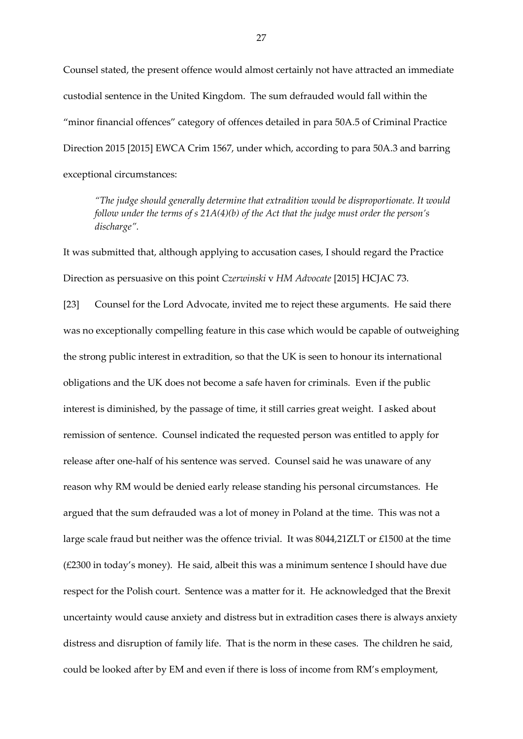Counsel stated, the present offence would almost certainly not have attracted an immediate custodial sentence in the United Kingdom. The sum defrauded would fall within the "minor financial offences" category of offences detailed in para 50A.5 of Criminal Practice Direction 2015 [2015] EWCA Crim 1567, under which, according to para 50A.3 and barring exceptional circumstances:

> *"The judge should generally determine that extradition would be disproportionate. It would follow under the terms of s 21A(4)(b) of the Act that the judge must order the person's discharge".*

It was submitted that, although applying to accusation cases, I should regard the Practice Direction as persuasive on this point *Czerwinski* v *HM Advocate* [2015] HCJAC 73.

[23] Counsel for the Lord Advocate, invited me to reject these arguments. He said there was no exceptionally compelling feature in this case which would be capable of outweighing the strong public interest in extradition, so that the UK is seen to honour its international obligations and the UK does not become a safe haven for criminals. Even if the public interest is diminished, by the passage of time, it still carries great weight. I asked about remission of sentence. Counsel indicated the requested person was entitled to apply for release after one-half of his sentence was served. Counsel said he was unaware of any reason why RM would be denied early release standing his personal circumstances. He argued that the sum defrauded was a lot of money in Poland at the time. This was not a large scale fraud but neither was the offence trivial. It was 8044,21ZLT or £1500 at the time (£2300 in today's money). He said, albeit this was a minimum sentence I should have due respect for the Polish court. Sentence was a matter for it. He acknowledged that the Brexit uncertainty would cause anxiety and distress but in extradition cases there is always anxiety distress and disruption of family life. That is the norm in these cases. The children he said, could be looked after by EM and even if there is loss of income from RM's employment,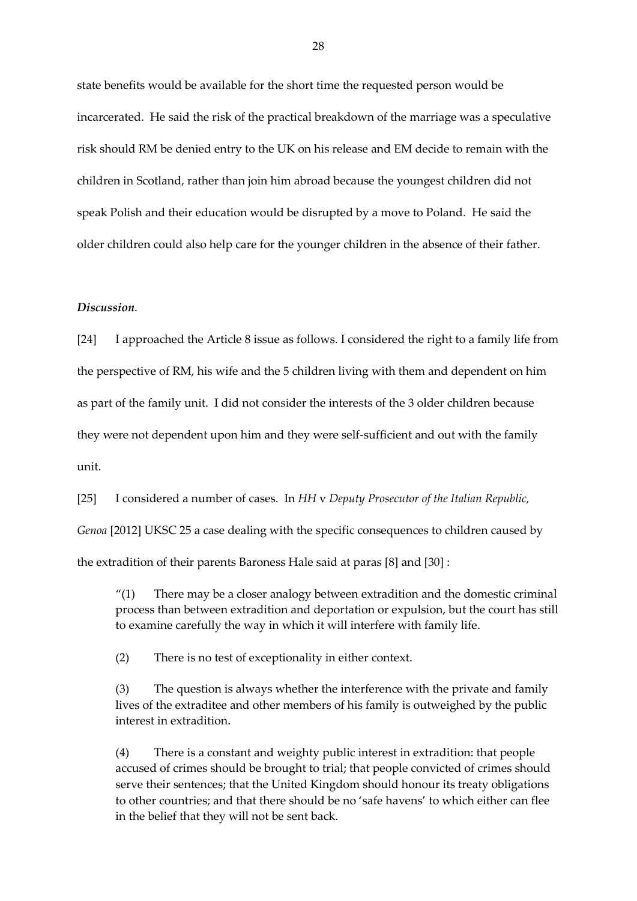state benefits would be available for the short time the requested person would be incarcerated. He said the risk of the practical breakdown of the marriage was a speculative risk should RM be denied entry to the UK on his release and EM decide to remain with the children in Scotland, rather than join him abroad because the youngest children did not speak Polish and their education would be disrupted by a move to Poland. He said the older children could also help care for the younger children in the absence of their father.

***Discussion.***

[24] I approached the Article 8 issue as follows. I considered the right to a family life from the perspective of RM, his wife and the 5 children living with them and dependent on him as part of the family unit. I did not consider the interests of the 3 older children because they were not dependent upon him and they were self-sufficient and out with the family unit.

[25] I considered a number of cases. In *HH* v *Deputy Prosecutor of the Italian Republic, Genoa* [2012] UKSC 25 a case dealing with the specific consequences to children caused by the extradition of their parents Baroness Hale said at paras [8] and [30] :

> "(1) There may be a closer analogy between extradition and the domestic criminal process than between extradition and deportation or expulsion, but the court has still to examine carefully the way in which it will interfere with family life.
>
> (2) There is no test of exceptionality in either context.
>
> (3) The question is always whether the interference with the private and family lives of the extraditee and other members of his family is outweighed by the public interest in extradition.
>
> (4) There is a constant and weighty public interest in extradition: that people accused of crimes should be brought to trial; that people convicted of crimes should serve their sentences; that the United Kingdom should honour its treaty obligations to other countries; and that there should be no 'safe havens' to which either can flee in the belief that they will not be sent back.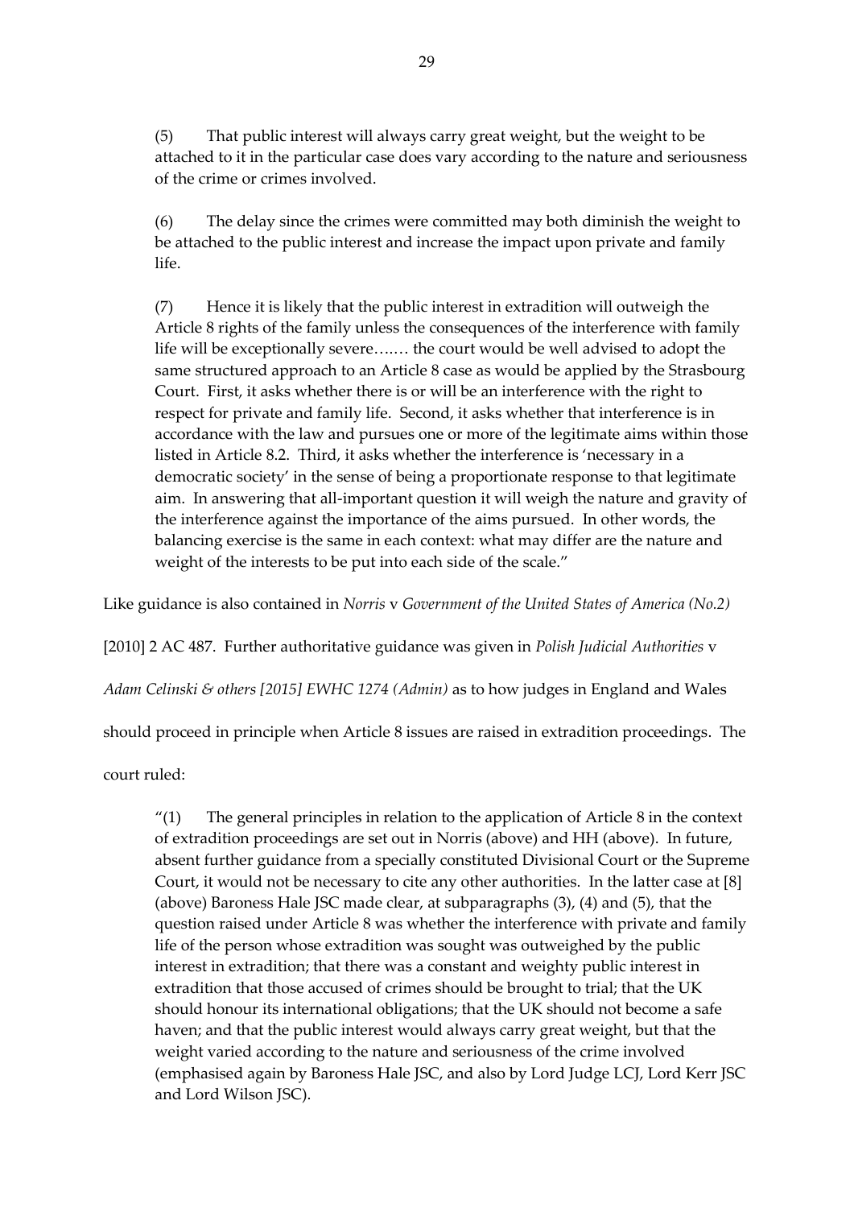> (5) That public interest will always carry great weight, but the weight to be attached to it in the particular case does vary according to the nature and seriousness of the crime or crimes involved.
>
> (6) The delay since the crimes were committed may both diminish the weight to be attached to the public interest and increase the impact upon private and family life.
>
> (7) Hence it is likely that the public interest in extradition will outweigh the Article 8 rights of the family unless the consequences of the interference with family life will be exceptionally severe….… the court would be well advised to adopt the same structured approach to an Article 8 case as would be applied by the Strasbourg Court. First, it asks whether there is or will be an interference with the right to respect for private and family life. Second, it asks whether that interference is in accordance with the law and pursues one or more of the legitimate aims within those listed in Article 8.2. Third, it asks whether the interference is 'necessary in a democratic society' in the sense of being a proportionate response to that legitimate aim. In answering that all-important question it will weigh the nature and gravity of the interference against the importance of the aims pursued. In other words, the balancing exercise is the same in each context: what may differ are the nature and weight of the interests to be put into each side of the scale."

Like guidance is also contained in *Norris* v *Government of the United States of America (No.2)* [2010] 2 AC 487. Further authoritative guidance was given in *Polish Judicial Authorities* v *Adam Celinski & others [2015] EWHC 1274 (Admin)* as to how judges in England and Wales should proceed in principle when Article 8 issues are raised in extradition proceedings. The court ruled:

> "(1) The general principles in relation to the application of Article 8 in the context of extradition proceedings are set out in Norris (above) and HH (above). In future, absent further guidance from a specially constituted Divisional Court or the Supreme Court, it would not be necessary to cite any other authorities. In the latter case at [8] (above) Baroness Hale JSC made clear, at subparagraphs (3), (4) and (5), that the question raised under Article 8 was whether the interference with private and family life of the person whose extradition was sought was outweighed by the public interest in extradition; that there was a constant and weighty public interest in extradition that those accused of crimes should be brought to trial; that the UK should honour its international obligations; that the UK should not become a safe haven; and that the public interest would always carry great weight, but that the weight varied according to the nature and seriousness of the crime involved (emphasised again by Baroness Hale JSC, and also by Lord Judge LCJ, Lord Kerr JSC and Lord Wilson JSC).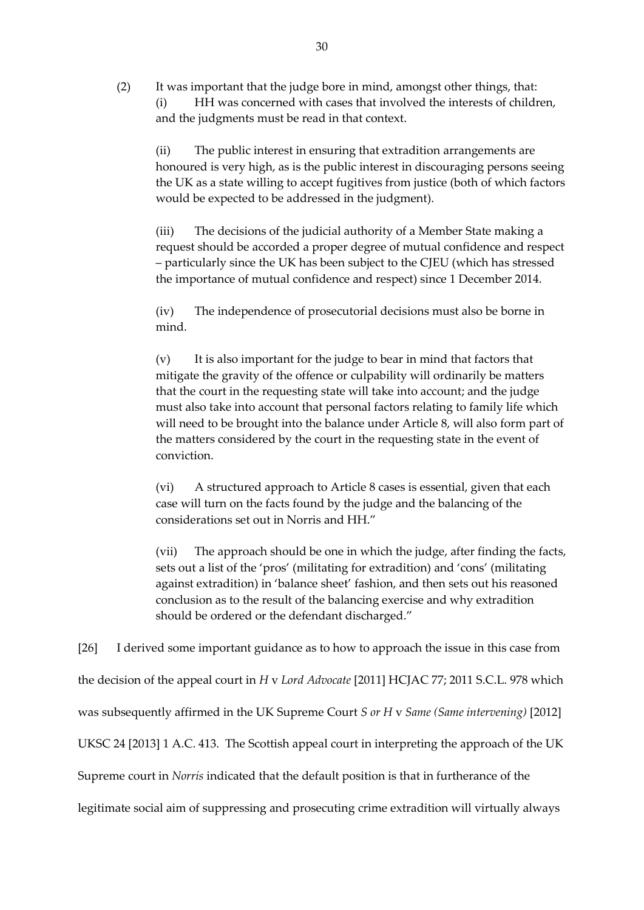(2) It was important that the judge bore in mind, amongst other things, that:

(i) HH was concerned with cases that involved the interests of children, and the judgments must be read in that context.

(ii) The public interest in ensuring that extradition arrangements are honoured is very high, as is the public interest in discouraging persons seeing the UK as a state willing to accept fugitives from justice (both of which factors would be expected to be addressed in the judgment).

(iii) The decisions of the judicial authority of a Member State making a request should be accorded a proper degree of mutual confidence and respect – particularly since the UK has been subject to the CJEU (which has stressed the importance of mutual confidence and respect) since 1 December 2014.

(iv) The independence of prosecutorial decisions must also be borne in mind.

(v) It is also important for the judge to bear in mind that factors that mitigate the gravity of the offence or culpability will ordinarily be matters that the court in the requesting state will take into account; and the judge must also take into account that personal factors relating to family life which will need to be brought into the balance under Article 8, will also form part of the matters considered by the court in the requesting state in the event of conviction.

(vi) A structured approach to Article 8 cases is essential, given that each case will turn on the facts found by the judge and the balancing of the considerations set out in Norris and HH."

(vii) The approach should be one in which the judge, after finding the facts, sets out a list of the 'pros' (militating for extradition) and 'cons' (militating against extradition) in 'balance sheet' fashion, and then sets out his reasoned conclusion as to the result of the balancing exercise and why extradition should be ordered or the defendant discharged."

[26] I derived some important guidance as to how to approach the issue in this case from the decision of the appeal court in *H* v *Lord Advocate* [2011] HCJAC 77; 2011 S.C.L. 978 which was subsequently affirmed in the UK Supreme Court *S or H* v *Same (Same intervening)* [2012] UKSC 24 [2013] 1 A.C. 413. The Scottish appeal court in interpreting the approach of the UK Supreme court in *Norris* indicated that the default position is that in furtherance of the legitimate social aim of suppressing and prosecuting crime extradition will virtually always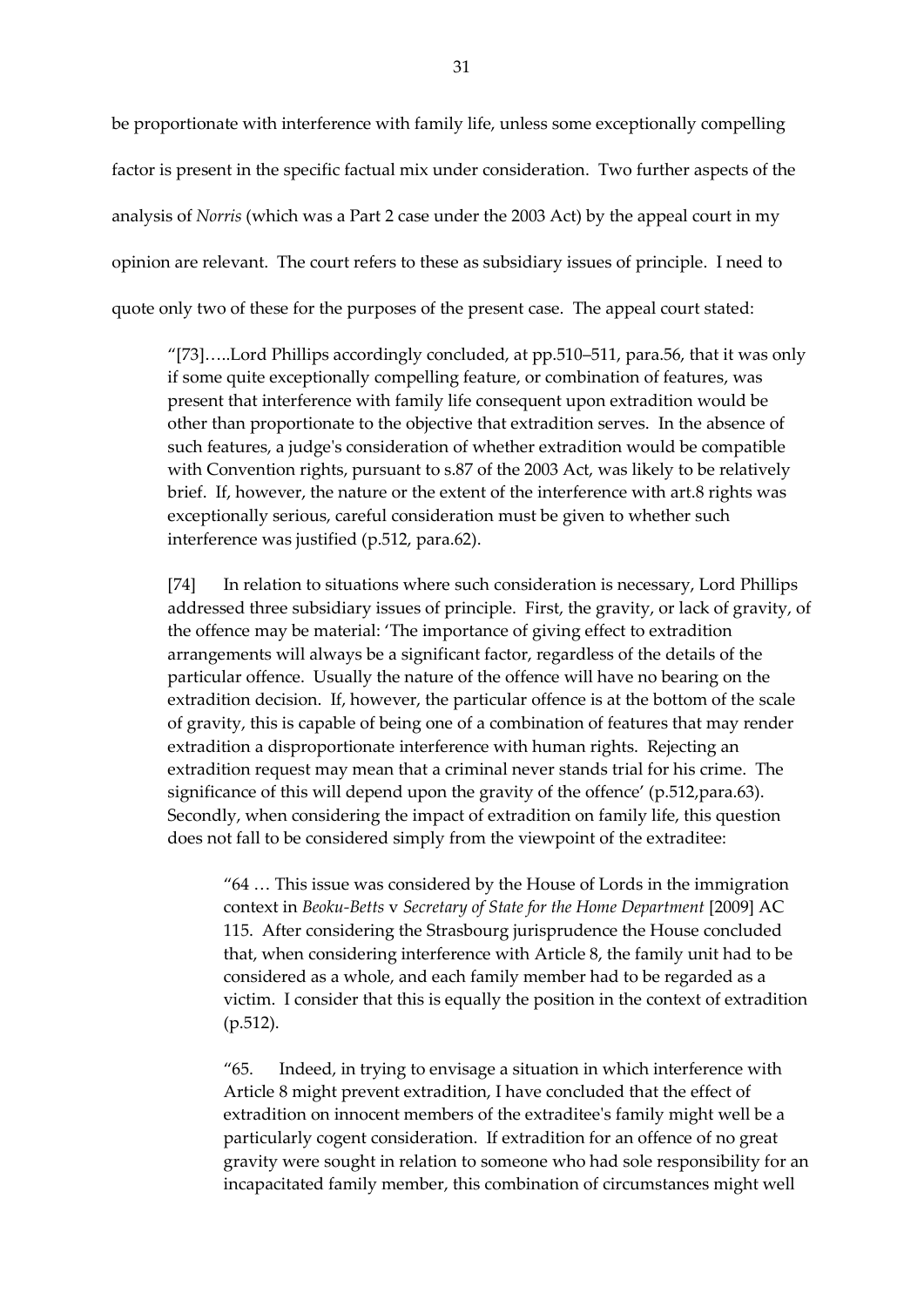be proportionate with interference with family life, unless some exceptionally compelling factor is present in the specific factual mix under consideration. Two further aspects of the analysis of *Norris* (which was a Part 2 case under the 2003 Act) by the appeal court in my opinion are relevant. The court refers to these as subsidiary issues of principle. I need to quote only two of these for the purposes of the present case. The appeal court stated:

> "[73]…..Lord Phillips accordingly concluded, at pp.510–511, para.56, that it was only if some quite exceptionally compelling feature, or combination of features, was present that interference with family life consequent upon extradition would be other than proportionate to the objective that extradition serves. In the absence of such features, a judge's consideration of whether extradition would be compatible with Convention rights, pursuant to s.87 of the 2003 Act, was likely to be relatively brief. If, however, the nature or the extent of the interference with art.8 rights was exceptionally serious, careful consideration must be given to whether such interference was justified (p.512, para.62).
>
> [74] In relation to situations where such consideration is necessary, Lord Phillips addressed three subsidiary issues of principle. First, the gravity, or lack of gravity, of the offence may be material: 'The importance of giving effect to extradition arrangements will always be a significant factor, regardless of the details of the particular offence. Usually the nature of the offence will have no bearing on the extradition decision. If, however, the particular offence is at the bottom of the scale of gravity, this is capable of being one of a combination of features that may render extradition a disproportionate interference with human rights. Rejecting an extradition request may mean that a criminal never stands trial for his crime. The significance of this will depend upon the gravity of the offence' (p.512,para.63). Secondly, when considering the impact of extradition on family life, this question does not fall to be considered simply from the viewpoint of the extraditee:
>
>> "64 … This issue was considered by the House of Lords in the immigration context in *Beoku-Betts* v *Secretary of State for the Home Department* [2009] AC 115. After considering the Strasbourg jurisprudence the House concluded that, when considering interference with Article 8, the family unit had to be considered as a whole, and each family member had to be regarded as a victim. I consider that this is equally the position in the context of extradition (p.512).
>>
>> "65. Indeed, in trying to envisage a situation in which interference with Article 8 might prevent extradition, I have concluded that the effect of extradition on innocent members of the extraditee's family might well be a particularly cogent consideration. If extradition for an offence of no great gravity were sought in relation to someone who had sole responsibility for an incapacitated family member, this combination of circumstances might well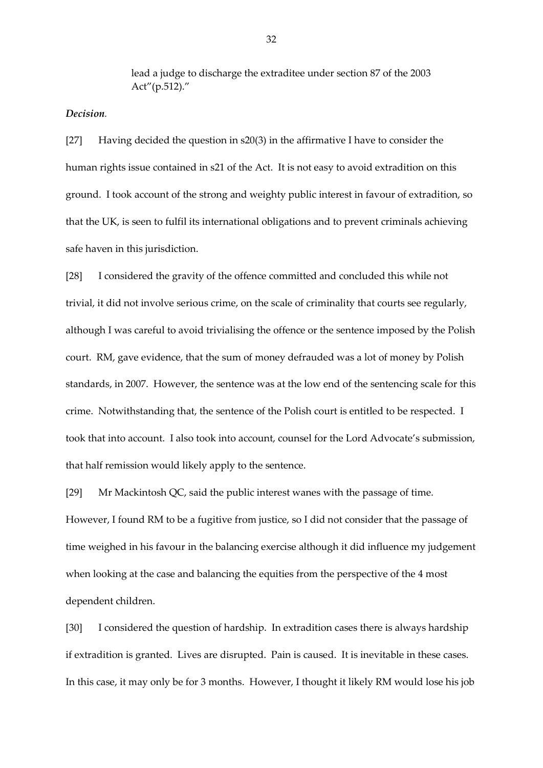> lead a judge to discharge the extraditee under section 87 of the 2003 Act"(p.512)."

***Decision*.**

[27] Having decided the question in s20(3) in the affirmative I have to consider the human rights issue contained in s21 of the Act. It is not easy to avoid extradition on this ground. I took account of the strong and weighty public interest in favour of extradition, so that the UK, is seen to fulfil its international obligations and to prevent criminals achieving safe haven in this jurisdiction.

[28] I considered the gravity of the offence committed and concluded this while not trivial, it did not involve serious crime, on the scale of criminality that courts see regularly, although I was careful to avoid trivialising the offence or the sentence imposed by the Polish court. RM, gave evidence, that the sum of money defrauded was a lot of money by Polish standards, in 2007. However, the sentence was at the low end of the sentencing scale for this crime. Notwithstanding that, the sentence of the Polish court is entitled to be respected. I took that into account. I also took into account, counsel for the Lord Advocate's submission, that half remission would likely apply to the sentence.

[29] Mr Mackintosh QC, said the public interest wanes with the passage of time. However, I found RM to be a fugitive from justice, so I did not consider that the passage of time weighed in his favour in the balancing exercise although it did influence my judgement when looking at the case and balancing the equities from the perspective of the 4 most dependent children.

[30] I considered the question of hardship. In extradition cases there is always hardship if extradition is granted. Lives are disrupted. Pain is caused. It is inevitable in these cases. In this case, it may only be for 3 months. However, I thought it likely RM would lose his job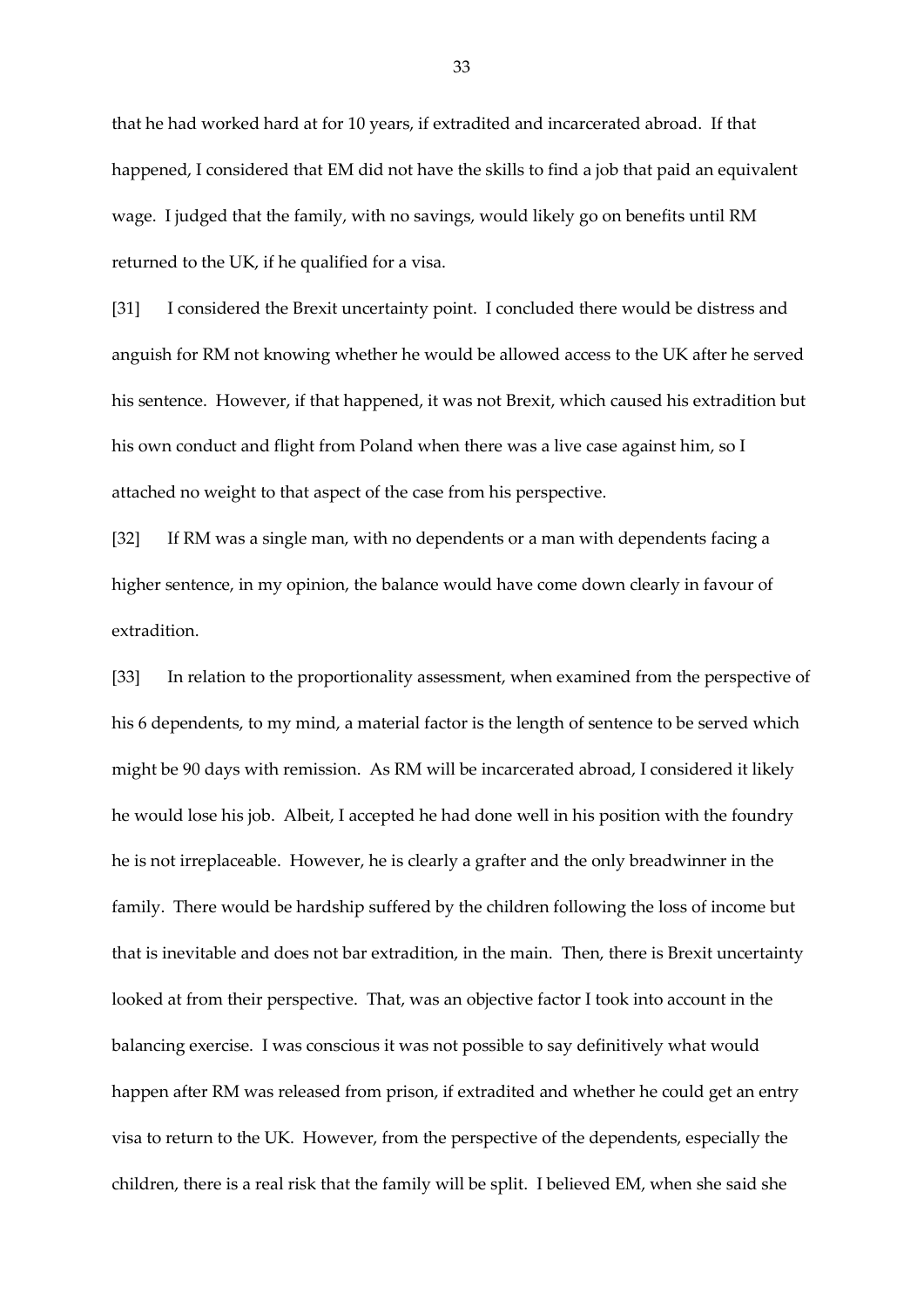that he had worked hard at for 10 years, if extradited and incarcerated abroad. If that happened, I considered that EM did not have the skills to find a job that paid an equivalent wage. I judged that the family, with no savings, would likely go on benefits until RM returned to the UK, if he qualified for a visa.

[31] I considered the Brexit uncertainty point. I concluded there would be distress and anguish for RM not knowing whether he would be allowed access to the UK after he served his sentence. However, if that happened, it was not Brexit, which caused his extradition but his own conduct and flight from Poland when there was a live case against him, so I attached no weight to that aspect of the case from his perspective.

[32] If RM was a single man, with no dependents or a man with dependents facing a higher sentence, in my opinion, the balance would have come down clearly in favour of extradition.

[33] In relation to the proportionality assessment, when examined from the perspective of his 6 dependents, to my mind, a material factor is the length of sentence to be served which might be 90 days with remission. As RM will be incarcerated abroad, I considered it likely he would lose his job. Albeit, I accepted he had done well in his position with the foundry he is not irreplaceable. However, he is clearly a grafter and the only breadwinner in the family. There would be hardship suffered by the children following the loss of income but that is inevitable and does not bar extradition, in the main. Then, there is Brexit uncertainty looked at from their perspective. That, was an objective factor I took into account in the balancing exercise. I was conscious it was not possible to say definitively what would happen after RM was released from prison, if extradited and whether he could get an entry visa to return to the UK. However, from the perspective of the dependents, especially the children, there is a real risk that the family will be split. I believed EM, when she said she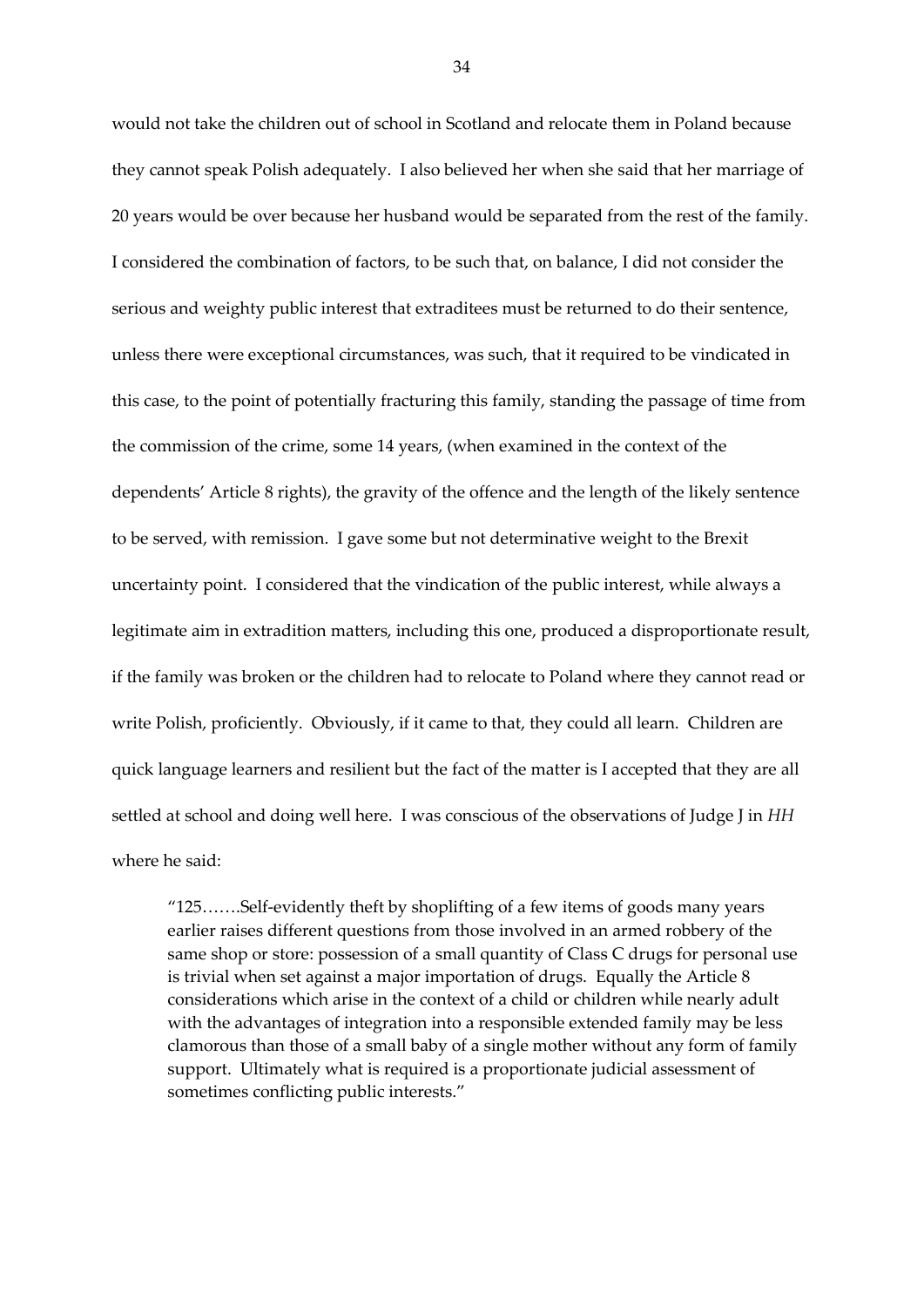would not take the children out of school in Scotland and relocate them in Poland because they cannot speak Polish adequately. I also believed her when she said that her marriage of 20 years would be over because her husband would be separated from the rest of the family. I considered the combination of factors, to be such that, on balance, I did not consider the serious and weighty public interest that extraditees must be returned to do their sentence, unless there were exceptional circumstances, was such, that it required to be vindicated in this case, to the point of potentially fracturing this family, standing the passage of time from the commission of the crime, some 14 years, (when examined in the context of the dependents' Article 8 rights), the gravity of the offence and the length of the likely sentence to be served, with remission. I gave some but not determinative weight to the Brexit uncertainty point. I considered that the vindication of the public interest, while always a legitimate aim in extradition matters, including this one, produced a disproportionate result, if the family was broken or the children had to relocate to Poland where they cannot read or write Polish, proficiently. Obviously, if it came to that, they could all learn. Children are quick language learners and resilient but the fact of the matter is I accepted that they are all settled at school and doing well here. I was conscious of the observations of Judge J in *HH* where he said:

> "125…….Self-evidently theft by shoplifting of a few items of goods many years earlier raises different questions from those involved in an armed robbery of the same shop or store: possession of a small quantity of Class C drugs for personal use is trivial when set against a major importation of drugs. Equally the Article 8 considerations which arise in the context of a child or children while nearly adult with the advantages of integration into a responsible extended family may be less clamorous than those of a small baby of a single mother without any form of family support. Ultimately what is required is a proportionate judicial assessment of sometimes conflicting public interests."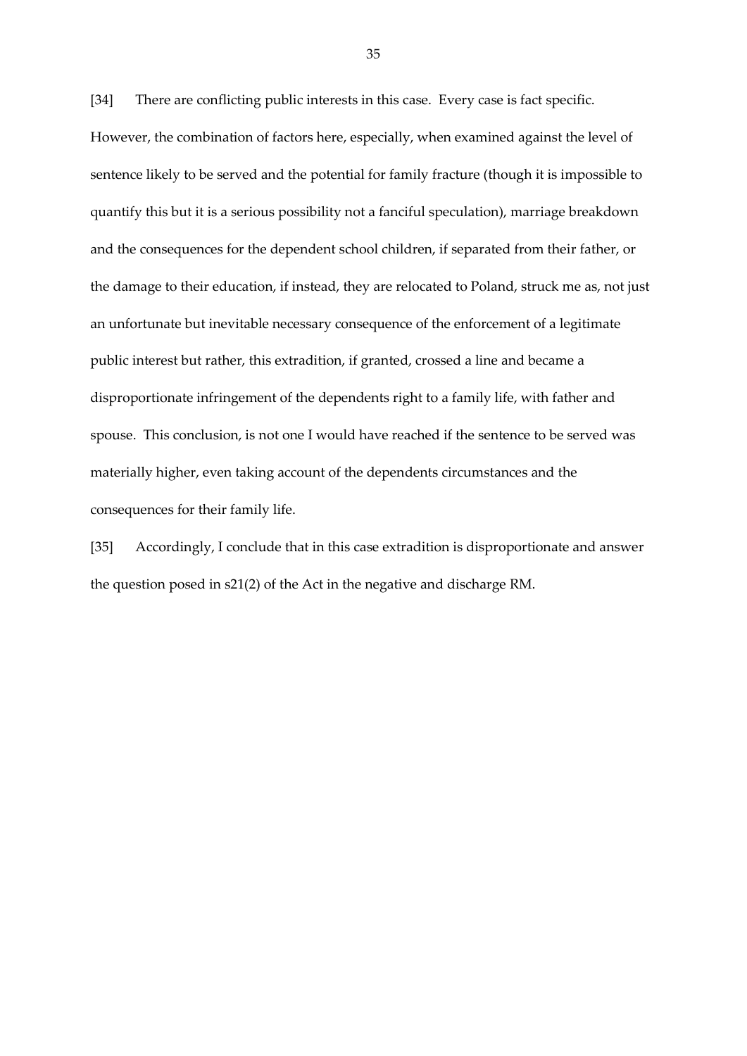[34] There are conflicting public interests in this case. Every case is fact specific. However, the combination of factors here, especially, when examined against the level of sentence likely to be served and the potential for family fracture (though it is impossible to quantify this but it is a serious possibility not a fanciful speculation), marriage breakdown and the consequences for the dependent school children, if separated from their father, or the damage to their education, if instead, they are relocated to Poland, struck me as, not just an unfortunate but inevitable necessary consequence of the enforcement of a legitimate public interest but rather, this extradition, if granted, crossed a line and became a disproportionate infringement of the dependents right to a family life, with father and spouse. This conclusion, is not one I would have reached if the sentence to be served was materially higher, even taking account of the dependents circumstances and the consequences for their family life.

[35] Accordingly, I conclude that in this case extradition is disproportionate and answer the question posed in s21(2) of the Act in the negative and discharge RM.